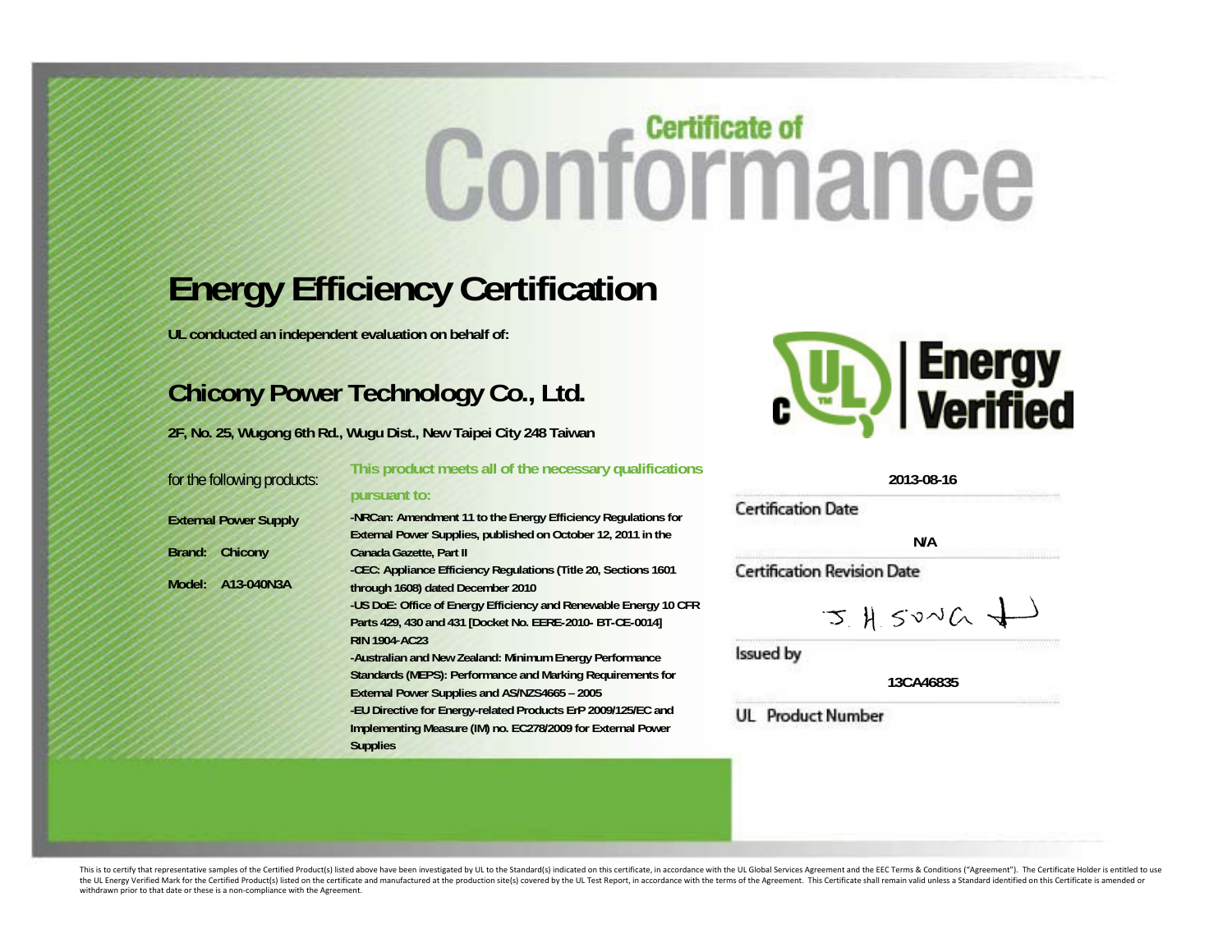# Certificate of Conformance

## Energy Efficiency Certification

**UL conducted an independent evaluation on behalf of:**

## Chicony Power Technology Co., Ltd.

**2F, No. 25, Wugong 6th Rd., Wugu Dist., New Taipei City 248 Taiwan**

for the following products:

**External Power Supply**

**Brand: Chicony**

**Model: A13-040N3A**

**This product meets all of the necessary qualifications pursuant to:**

**-NRCan: Amendment 11 to the Energy Efficiency Regulations for External Power Supplies, published on October 12, 2011 in the Canada Gazette, Part II**

**-CEC: Appliance Efficiency Regulations (Title 20, Sections 1601 through 1608) dated December 2010**

**-US DoE: Office of Energy Efficiency and Renewable Energy 10 CFR Parts 429, 430 and 431 [Docket No. EERE-2010- BT-CE-0014] RIN 1904-AC23**

**-Australian and New Zealand: Minimum Energy Performance Standards (MEPS): Performance and Marking Requirements for External Power Supplies and AS/NZS4665 – 2005**

**-EU Directive for Energy-related Products ErP 2009/125/EC and Implementing Measure (IM) no. EC278/2009 for External Power Supplies**

c UL Energy Verified

**2013-08-16**

Certification Date

**N/A**

Certification Revision Date

J. H. Song

Issued by

**13CA46835**

UL Product Number

This is to certify that representative samples of the Certified Product(s) listed above have been investigated by UL to the Standard(s) indicated on this certificate, in accordance with the UL Global Services Agreement and the EEC Terms & Conditions ("Agreement"). The Certificate Holder is entitled to use the UL Energy Verified Mark for the Certified Product(s) listed on the certificate and manufactured at the production site(s) covered by the UL Test Report, in accordance with the terms of the Agreement. This Certificate shall remain valid unless a Standard identified on this Certificate is amended or withdrawn prior to that date or these is a non-compliance with the Agreement.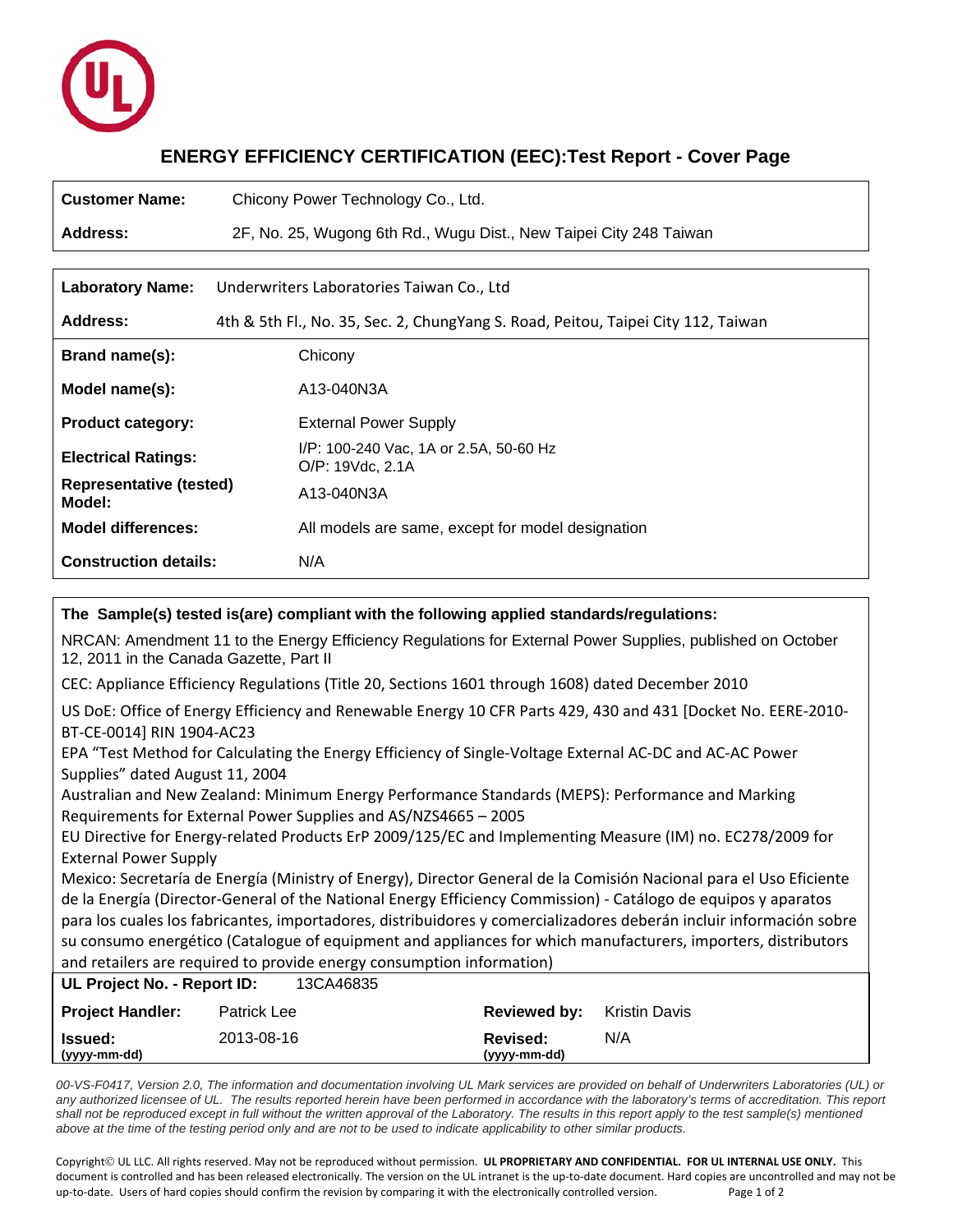# ENERGY EFFICIENCY CERTIFICATION (EEC):Test Report - Cover Page

| | |
|---|---|
| **Customer Name:** | Chicony Power Technology Co., Ltd. |
| **Address:** | 2F, No. 25, Wugong 6th Rd., Wugu Dist., New Taipei City 248 Taiwan |

| | |
|---|---|
| **Laboratory Name:** | Underwriters Laboratories Taiwan Co., Ltd |
| **Address:** | 4th & 5th Fl., No. 35, Sec. 2, ChungYang S. Road, Peitou, Taipei City 112, Taiwan |
| **Brand name(s):** | Chicony |
| **Model name(s):** | A13-040N3A |
| **Product category:** | External Power Supply |
| **Electrical Ratings:** | I/P: 100-240 Vac, 1A or 2.5A, 50-60 Hz<br>O/P: 19Vdc, 2.1A |
| **Representative (tested) Model:** | A13-040N3A |
| **Model differences:** | All models are same, except for model designation |
| **Construction details:** | N/A |

**The Sample(s) tested is(are) compliant with the following applied standards/regulations:**

NRCAN: Amendment 11 to the Energy Efficiency Regulations for External Power Supplies, published on October 12, 2011 in the Canada Gazette, Part II

CEC: Appliance Efficiency Regulations (Title 20, Sections 1601 through 1608) dated December 2010

US DoE: Office of Energy Efficiency and Renewable Energy 10 CFR Parts 429, 430 and 431 [Docket No. EERE-2010-BT-CE-0014] RIN 1904-AC23

EPA "Test Method for Calculating the Energy Efficiency of Single-Voltage External AC-DC and AC-AC Power Supplies" dated August 11, 2004

Australian and New Zealand: Minimum Energy Performance Standards (MEPS): Performance and Marking Requirements for External Power Supplies and AS/NZS4665 – 2005

EU Directive for Energy-related Products ErP 2009/125/EC and Implementing Measure (IM) no. EC278/2009 for External Power Supply

Mexico: Secretaría de Energía (Ministry of Energy), Director General de la Comisión Nacional para el Uso Eficiente de la Energía (Director-General of the National Energy Efficiency Commission) - Catálogo de equipos y aparatos para los cuales los fabricantes, importadores, distribuidores y comercializadores deberán incluir información sobre su consumo energético (Catalogue of equipment and appliances for which manufacturers, importers, distributors and retailers are required to provide energy consumption information)

| | | | |
|---|---|---|---|
| **UL Project No. - Report ID:** | 13CA46835 | | |
| **Project Handler:** | Patrick Lee | **Reviewed by:** | Kristin Davis |
| **Issued:** (yyyy-mm-dd) | 2013-08-16 | **Revised:** (yyyy-mm-dd) | N/A |

*00-VS-F0417, Version 2.0, The information and documentation involving UL Mark services are provided on behalf of Underwriters Laboratories (UL) or any authorized licensee of UL. The results reported herein have been performed in accordance with the laboratory's terms of accreditation. This report shall not be reproduced except in full without the written approval of the Laboratory. The results in this report apply to the test sample(s) mentioned above at the time of the testing period only and are not to be used to indicate applicability to other similar products.*

Copyright© UL LLC. All rights reserved. May not be reproduced without permission. **UL PROPRIETARY AND CONFIDENTIAL. FOR UL INTERNAL USE ONLY.** This document is controlled and has been released electronically. The version on the UL intranet is the up-to-date document. Hard copies are uncontrolled and may not be up-to-date. Users of hard copies should confirm the revision by comparing it with the electronically controlled version.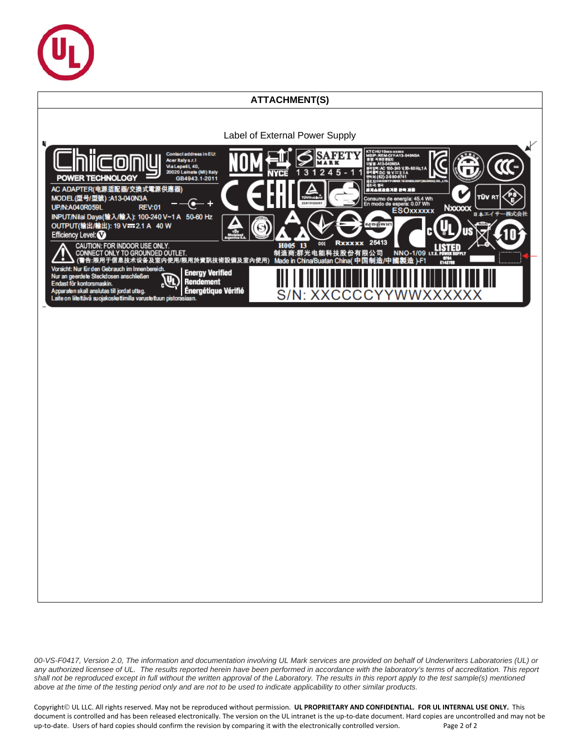## ATTACHMENT(S)

Label of External Power Supply

Chicony POWER TECHNOLOGY

Contact address in EU:
Acer Italy s.r.l
Via Lepetit, 40,
20020 Lainate (MI) Italy
GB4943.1-2011

AC ADAPTER(电源适配器/交换式電源供應器)
MODEL(型号/型號) :A13-040N3A
UP/N:A040R059L REV:01
INPUT/Nilai Daya(输入/輸入): 100-240 V~1 A 50-60 Hz
OUTPUT(输出/輸出): 19 V⎓2.1 A 40 W
Efficiency Level: V

CAUTION: FOR INDOOR USE ONLY.
CONNECT ONLY TO GROUNDED OUTLET.
(警告:限用于信息技术设备及室内使用/限用於資訊技術設備及室內使用)

Vorsicht: Nur für den Gebrauch im Innenbereich.
Nur an geerdete Steckdosen anschließen
Endast för kontorsmaskin.
Apparaten skall anslutas till jordat uttag.
Laite on liitettävä suojakoskettimilla varustettuun pistorasiaan.

Energy Verified
Rendement
Énergétique Vérifié

NOM NYCE SAFETY MARK 1 3 1 2 4 5 - 1 1

KTC HU 10xxx-xxxxx
MSIP-REM-CIY-A13-040N3A

Consumo de energía: 45.4 Wh
En modo de espera: 0.07 Wh
ESOxxxxxx
Nxxxxx
TÜV RT PSE
日本エイサー株式会社

H005 13 001 Rxxxxx 25413
制造商:群光电能科技股份有限公司 NNO-1/09
Made in China/Buatan China( 中国制造/中國製造 )-F1

LISTED I.T.E. POWER SUPPLY

S/N: XXCCCCYYWWXXXXXX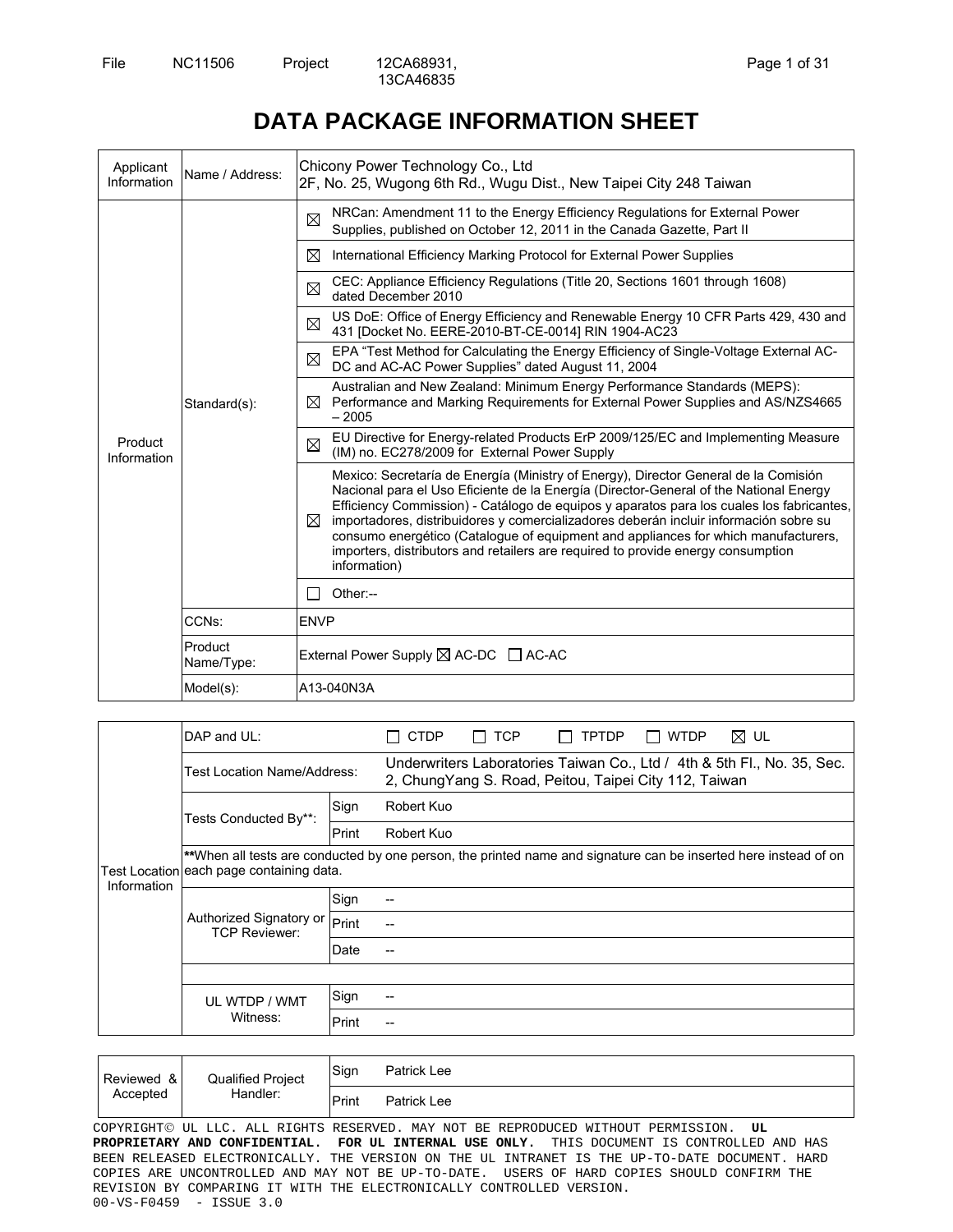File NC11506 Project 12CA68931, 13CA46835

# DATA PACKAGE INFORMATION SHEET

| Applicant Information | Name / Address: | Chicony Power Technology Co., Ltd<br>2F, No. 25, Wugong 6th Rd., Wugu Dist., New Taipei City 248 Taiwan |
|---|---|---|
| Product Information | Standard(s): | ☒ NRCan: Amendment 11 to the Energy Efficiency Regulations for External Power Supplies, published on October 12, 2011 in the Canada Gazette, Part II |
| | | ☒ International Efficiency Marking Protocol for External Power Supplies |
| | | ☒ CEC: Appliance Efficiency Regulations (Title 20, Sections 1601 through 1608) dated December 2010 |
| | | ☒ US DoE: Office of Energy Efficiency and Renewable Energy 10 CFR Parts 429, 430 and 431 [Docket No. EERE-2010-BT-CE-0014] RIN 1904-AC23 |
| | | ☒ EPA "Test Method for Calculating the Energy Efficiency of Single-Voltage External AC-DC and AC-AC Power Supplies" dated August 11, 2004 |
| | | ☒ Australian and New Zealand: Minimum Energy Performance Standards (MEPS): Performance and Marking Requirements for External Power Supplies and AS/NZS4665 – 2005 |
| | | ☒ EU Directive for Energy-related Products ErP 2009/125/EC and Implementing Measure (IM) no. EC278/2009 for External Power Supply |
| | | ☒ Mexico: Secretaría de Energía (Ministry of Energy), Director General de la Comisión Nacional para el Uso Eficiente de la Energía (Director-General of the National Energy Efficiency Commission) - Catálogo de equipos y aparatos para los cuales los fabricantes, importadores, distribuidores y comercializadores deberán incluir información sobre su consumo energético (Catalogue of equipment and appliances for which manufacturers, importers, distributors and retailers are required to provide energy consumption information) |
| | | ☐ Other:-- |
| | CCNs: | ENVP |
| | Product Name/Type: | External Power Supply ☒ AC-DC ☐ AC-AC |
| | Model(s): | A13-040N3A |

| Test Location Information | DAP and UL: | | ☐ CTDP ☐ TCP ☐ TPTDP ☐ WTDP ☒ UL |
|---|---|---|---|
| | Test Location Name/Address: | | Underwriters Laboratories Taiwan Co., Ltd / 4th & 5th Fl., No. 35, Sec. 2, ChungYang S. Road, Peitou, Taipei City 112, Taiwan |
| | Tests Conducted By**: | Sign | Robert Kuo |
| | | Print | Robert Kuo |
| | **When all tests are conducted by one person, the printed name and signature can be inserted here instead of on each page containing data. | | |
| | Authorized Signatory or TCP Reviewer: | Sign | -- |
| | | Print | -- |
| | | Date | -- |
| | | | |
| | UL WTDP / WMT Witness: | Sign | -- |
| | | Print | -- |

| Reviewed & Accepted | Qualified Project Handler: | Sign | Patrick Lee |
|---|---|---|---|
| | | Print | Patrick Lee |

COPYRIGHT© UL LLC. ALL RIGHTS RESERVED. MAY NOT BE REPRODUCED WITHOUT PERMISSION. **UL PROPRIETARY AND CONFIDENTIAL. FOR UL INTERNAL USE ONLY.** THIS DOCUMENT IS CONTROLLED AND HAS BEEN RELEASED ELECTRONICALLY. THE VERSION ON THE UL INTRANET IS THE UP-TO-DATE DOCUMENT. HARD COPIES ARE UNCONTROLLED AND MAY NOT BE UP-TO-DATE. USERS OF HARD COPIES SHOULD CONFIRM THE REVISION BY COMPARING IT WITH THE ELECTRONICALLY CONTROLLED VERSION.
00-VS-F0459 - ISSUE 3.0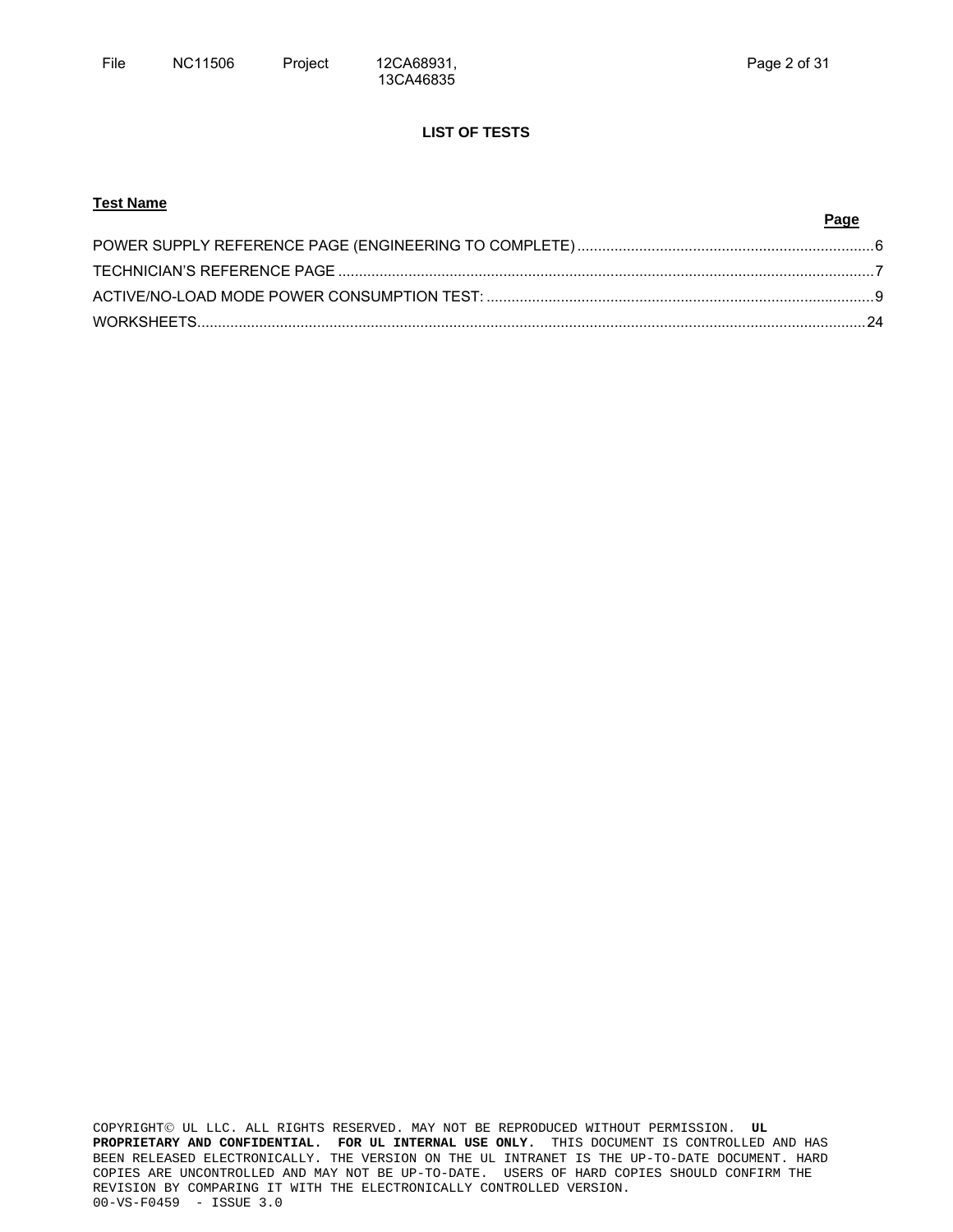**LIST OF TESTS**

| Test Name | Page |
| --- | --- |
| POWER SUPPLY REFERENCE PAGE (ENGINEERING TO COMPLETE) | 6 |
| TECHNICIAN'S REFERENCE PAGE | 7 |
| ACTIVE/NO-LOAD MODE POWER CONSUMPTION TEST: | 9 |
| WORKSHEETS | 24 |

COPYRIGHT© UL LLC. ALL RIGHTS RESERVED. MAY NOT BE REPRODUCED WITHOUT PERMISSION. **UL PROPRIETARY AND CONFIDENTIAL. FOR UL INTERNAL USE ONLY.** THIS DOCUMENT IS CONTROLLED AND HAS BEEN RELEASED ELECTRONICALLY. THE VERSION ON THE UL INTRANET IS THE UP-TO-DATE DOCUMENT. HARD COPIES ARE UNCONTROLLED AND MAY NOT BE UP-TO-DATE. USERS OF HARD COPIES SHOULD CONFIRM THE REVISION BY COMPARING IT WITH THE ELECTRONICALLY CONTROLLED VERSION.
00-VS-F0459 - ISSUE 3.0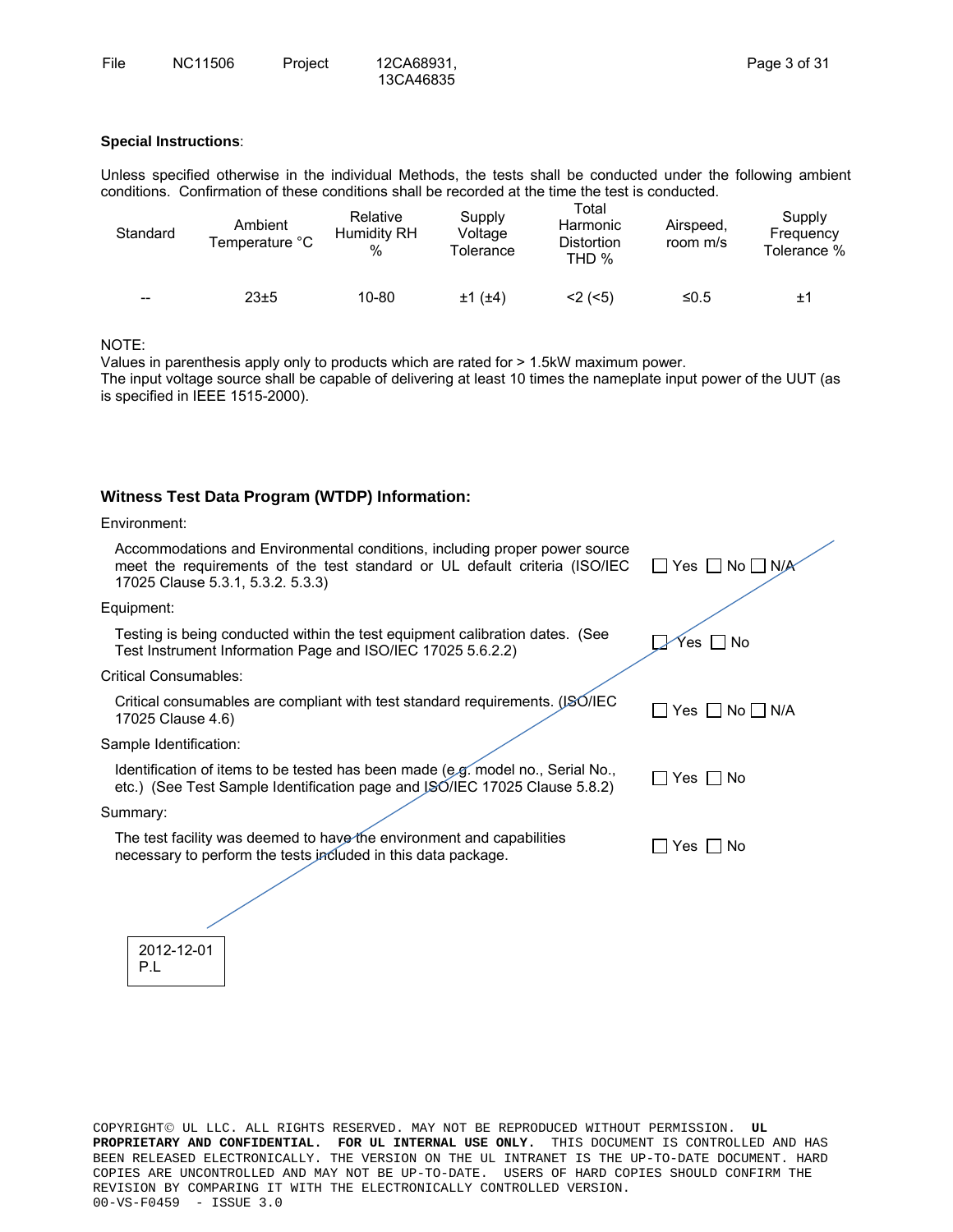**Special Instructions**:

Unless specified otherwise in the individual Methods, the tests shall be conducted under the following ambient conditions. Confirmation of these conditions shall be recorded at the time the test is conducted.

| Standard | Ambient Temperature °C | Relative Humidity RH % | Supply Voltage Tolerance | Total Harmonic Distortion THD % | Airspeed, room m/s | Supply Frequency Tolerance % |
|---|---|---|---|---|---|---|
| -- | 23±5 | 10-80 | ±1 (±4) | <2 (<5) | ≤0.5 | ±1 |

NOTE:
Values in parenthesis apply only to products which are rated for > 1.5kW maximum power.
The input voltage source shall be capable of delivering at least 10 times the nameplate input power of the UUT (as is specified in IEEE 1515-2000).

**Witness Test Data Program (WTDP) Information:**

Environment:

| | |
|---|---|
| Accommodations and Environmental conditions, including proper power source meet the requirements of the test standard or UL default criteria (ISO/IEC 17025 Clause 5.3.1, 5.3.2. 5.3.3) | ☐ Yes ☐ No ☐ N/A |

Equipment:

| | |
|---|---|
| Testing is being conducted within the test equipment calibration dates. (See Test Instrument Information Page and ISO/IEC 17025 5.6.2.2) | ☐ Yes ☐ No |

Critical Consumables:

| | |
|---|---|
| Critical consumables are compliant with test standard requirements. (ISO/IEC 17025 Clause 4.6) | ☐ Yes ☐ No ☐ N/A |

Sample Identification:

| | |
|---|---|
| Identification of items to be tested has been made (e.g. model no., Serial No., etc.) (See Test Sample Identification page and ISO/IEC 17025 Clause 5.8.2) | ☐ Yes ☐ No |

Summary:

| | |
|---|---|
| The test facility was deemed to have the environment and capabilities necessary to perform the tests included in this data package. | ☐ Yes ☐ No |

2012-12-01
P.L

COPYRIGHT© UL LLC. ALL RIGHTS RESERVED. MAY NOT BE REPRODUCED WITHOUT PERMISSION. **UL PROPRIETARY AND CONFIDENTIAL. FOR UL INTERNAL USE ONLY.** THIS DOCUMENT IS CONTROLLED AND HAS BEEN RELEASED ELECTRONICALLY. THE VERSION ON THE UL INTRANET IS THE UP-TO-DATE DOCUMENT. HARD COPIES ARE UNCONTROLLED AND MAY NOT BE UP-TO-DATE. USERS OF HARD COPIES SHOULD CONFIRM THE REVISION BY COMPARING IT WITH THE ELECTRONICALLY CONTROLLED VERSION.
00-VS-F0459 - ISSUE 3.0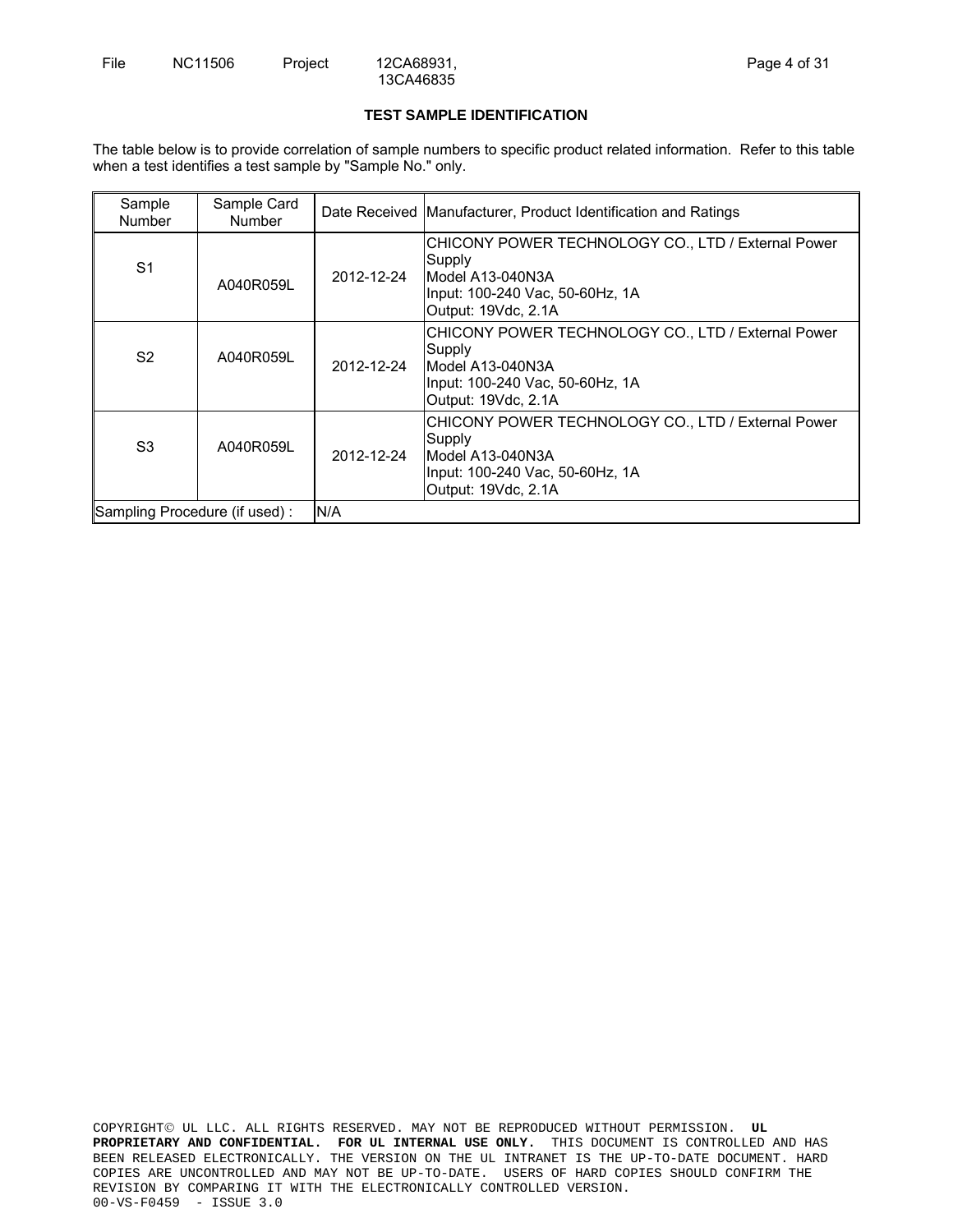## TEST SAMPLE IDENTIFICATION

The table below is to provide correlation of sample numbers to specific product related information. Refer to this table when a test identifies a test sample by "Sample No." only.

| Sample Number | Sample Card Number | Date Received | Manufacturer, Product Identification and Ratings |
|---|---|---|---|
| S1 | A040R059L | 2012-12-24 | CHICONY POWER TECHNOLOGY CO., LTD / External Power Supply<br>Model A13-040N3A<br>Input: 100-240 Vac, 50-60Hz, 1A<br>Output: 19Vdc, 2.1A |
| S2 | A040R059L | 2012-12-24 | CHICONY POWER TECHNOLOGY CO., LTD / External Power Supply<br>Model A13-040N3A<br>Input: 100-240 Vac, 50-60Hz, 1A<br>Output: 19Vdc, 2.1A |
| S3 | A040R059L | 2012-12-24 | CHICONY POWER TECHNOLOGY CO., LTD / External Power Supply<br>Model A13-040N3A<br>Input: 100-240 Vac, 50-60Hz, 1A<br>Output: 19Vdc, 2.1A |
| Sampling Procedure (if used) : | | N/A | |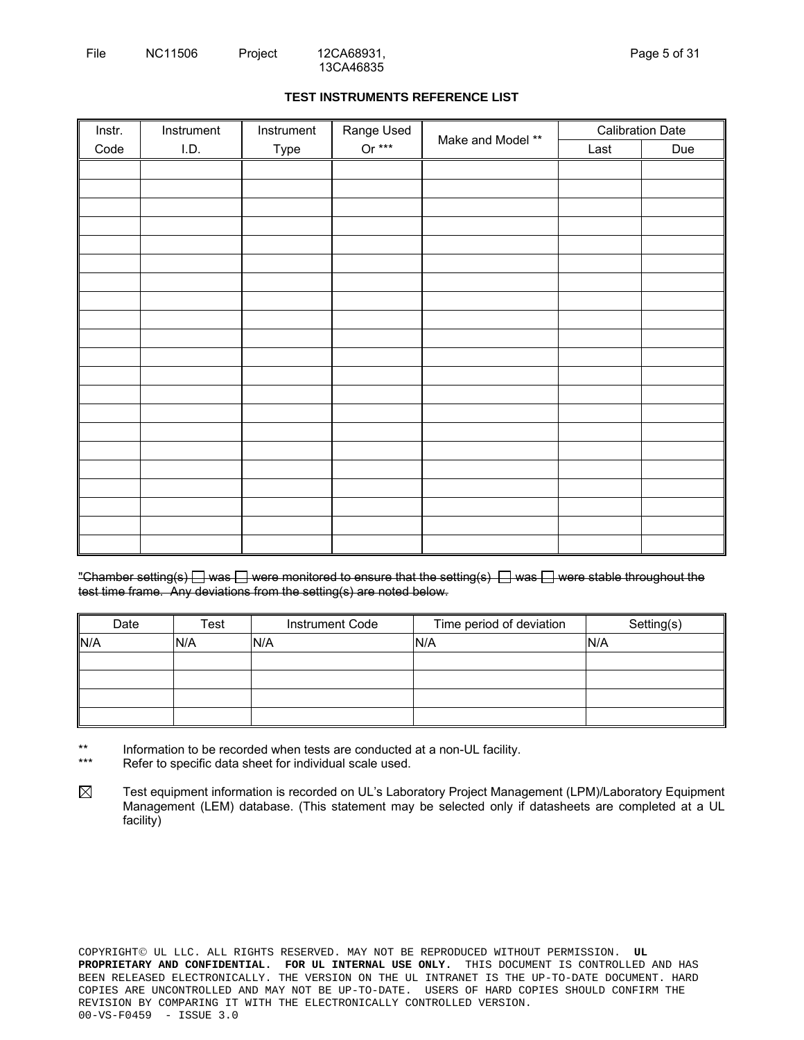## TEST INSTRUMENTS REFERENCE LIST

| Instr. Code | Instrument I.D. | Instrument Type | Range Used Or *** | Make and Model ** | Calibration Date | |
|---|---|---|---|---|---|---|
| | | | | | Last | Due |
| | | | | | | |
| | | | | | | |
| | | | | | | |
| | | | | | | |
| | | | | | | |
| | | | | | | |
| | | | | | | |
| | | | | | | |
| | | | | | | |
| | | | | | | |
| | | | | | | |
| | | | | | | |
| | | | | | | |
| | | | | | | |
| | | | | | | |
| | | | | | | |
| | | | | | | |
| | | | | | | |
| | | | | | | |
| | | | | | | |
| | | | | | | |

~~"Chamber setting(s) ☐ was ☐ were monitored to ensure that the setting(s) ☐ was ☐ were stable throughout the test time frame. Any deviations from the setting(s) are noted below.~~

| Date | Test | Instrument Code | Time period of deviation | Setting(s) |
|---|---|---|---|---|
| N/A | N/A | N/A | N/A | N/A |
| | | | | |
| | | | | |
| | | | | |
| | | | | |

** Information to be recorded when tests are conducted at a non-UL facility.

*** Refer to specific data sheet for individual scale used.

☒ Test equipment information is recorded on UL's Laboratory Project Management (LPM)/Laboratory Equipment Management (LEM) database. (This statement may be selected only if datasheets are completed at a UL facility)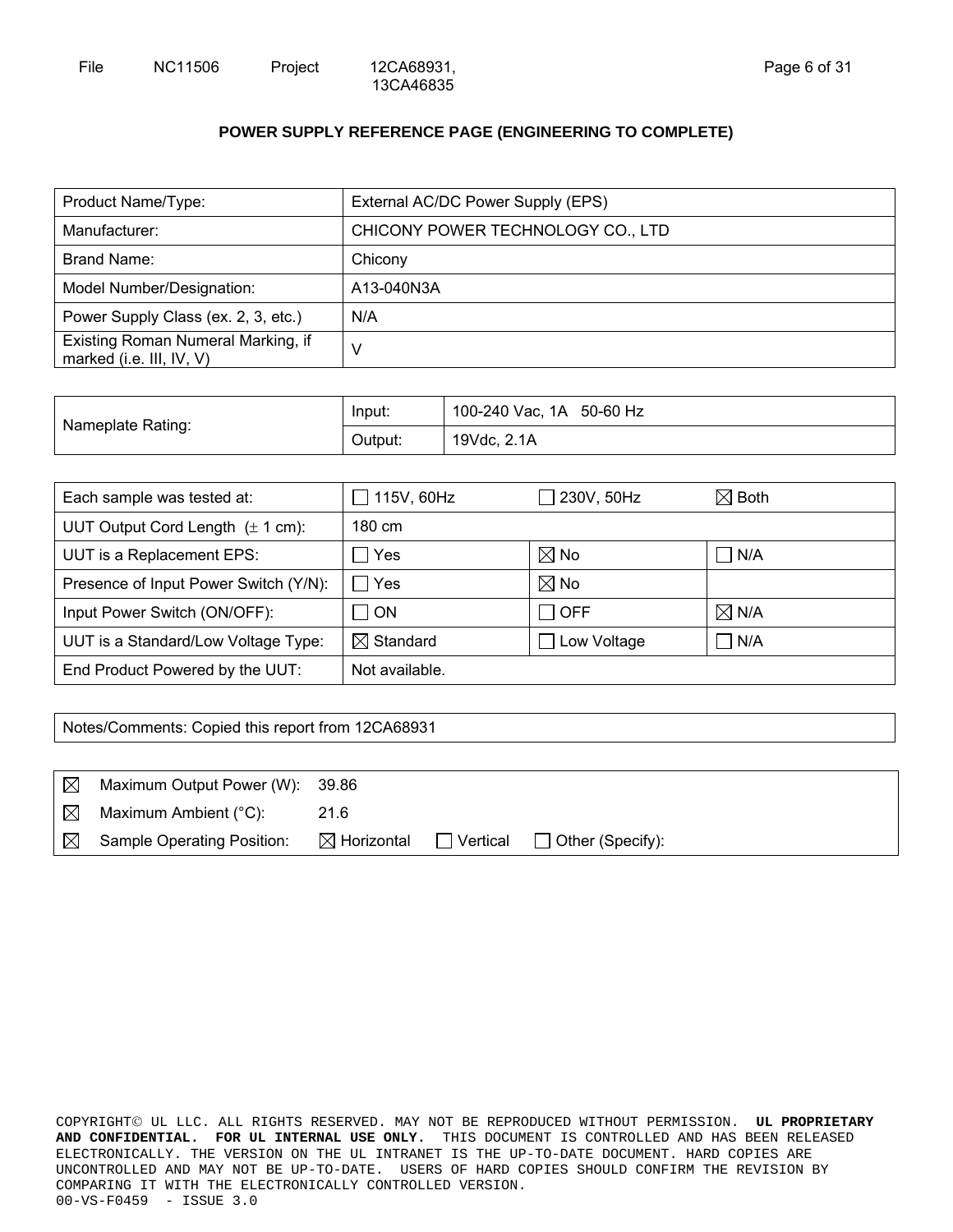## POWER SUPPLY REFERENCE PAGE (ENGINEERING TO COMPLETE)

| Product Name/Type: | External AC/DC Power Supply (EPS) |
|---|---|
| Manufacturer: | CHICONY POWER TECHNOLOGY CO., LTD |
| Brand Name: | Chicony |
| Model Number/Designation: | A13-040N3A |
| Power Supply Class (ex. 2, 3, etc.) | N/A |
| Existing Roman Numeral Marking, if marked (i.e. III, IV, V) | V |

| Nameplate Rating: | Input: | 100-240 Vac, 1A 50-60 Hz |
|---|---|---|
| | Output: | 19Vdc, 2.1A |

| Each sample was tested at: | ☐ 115V, 60Hz | ☐ 230V, 50Hz | ☒ Both |
|---|---|---|---|
| UUT Output Cord Length (± 1 cm): | 180 cm | | |
| UUT is a Replacement EPS: | ☐ Yes | ☒ No | ☐ N/A |
| Presence of Input Power Switch (Y/N): | ☐ Yes | ☒ No | |
| Input Power Switch (ON/OFF): | ☐ ON | ☐ OFF | ☒ N/A |
| UUT is a Standard/Low Voltage Type: | ☒ Standard | ☐ Low Voltage | ☐ N/A |
| End Product Powered by the UUT: | Not available. | | |

Notes/Comments: Copied this report from 12CA68931

| | | | | | |
|---|---|---|---|---|---|
| ☒ | Maximum Output Power (W): | 39.86 | | | |
| ☒ | Maximum Ambient (°C): | 21.6 | | | |
| ☒ | Sample Operating Position: | ☒ Horizontal | ☐ Vertical | ☐ Other (Specify): | |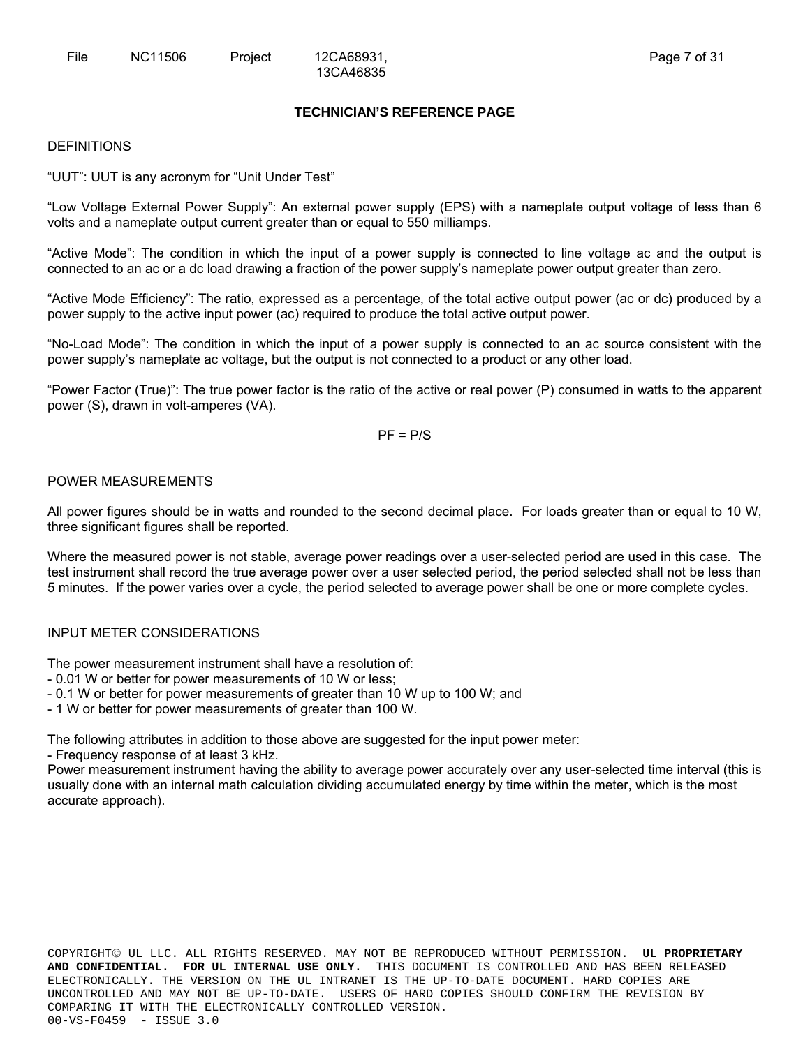## TECHNICIAN'S REFERENCE PAGE

DEFINITIONS

"UUT": UUT is any acronym for "Unit Under Test"

"Low Voltage External Power Supply": An external power supply (EPS) with a nameplate output voltage of less than 6 volts and a nameplate output current greater than or equal to 550 milliamps.

"Active Mode": The condition in which the input of a power supply is connected to line voltage ac and the output is connected to an ac or a dc load drawing a fraction of the power supply's nameplate power output greater than zero.

"Active Mode Efficiency": The ratio, expressed as a percentage, of the total active output power (ac or dc) produced by a power supply to the active input power (ac) required to produce the total active output power.

"No-Load Mode": The condition in which the input of a power supply is connected to an ac source consistent with the power supply's nameplate ac voltage, but the output is not connected to a product or any other load.

"Power Factor (True)": The true power factor is the ratio of the active or real power (P) consumed in watts to the apparent power (S), drawn in volt-amperes (VA).

$$PF = P/S$$

POWER MEASUREMENTS

All power figures should be in watts and rounded to the second decimal place. For loads greater than or equal to 10 W, three significant figures shall be reported.

Where the measured power is not stable, average power readings over a user-selected period are used in this case. The test instrument shall record the true average power over a user selected period, the period selected shall not be less than 5 minutes. If the power varies over a cycle, the period selected to average power shall be one or more complete cycles.

INPUT METER CONSIDERATIONS

The power measurement instrument shall have a resolution of:
- 0.01 W or better for power measurements of 10 W or less;
- 0.1 W or better for power measurements of greater than 10 W up to 100 W; and
- 1 W or better for power measurements of greater than 100 W.

The following attributes in addition to those above are suggested for the input power meter:
- Frequency response of at least 3 kHz.

Power measurement instrument having the ability to average power accurately over any user-selected time interval (this is usually done with an internal math calculation dividing accumulated energy by time within the meter, which is the most accurate approach).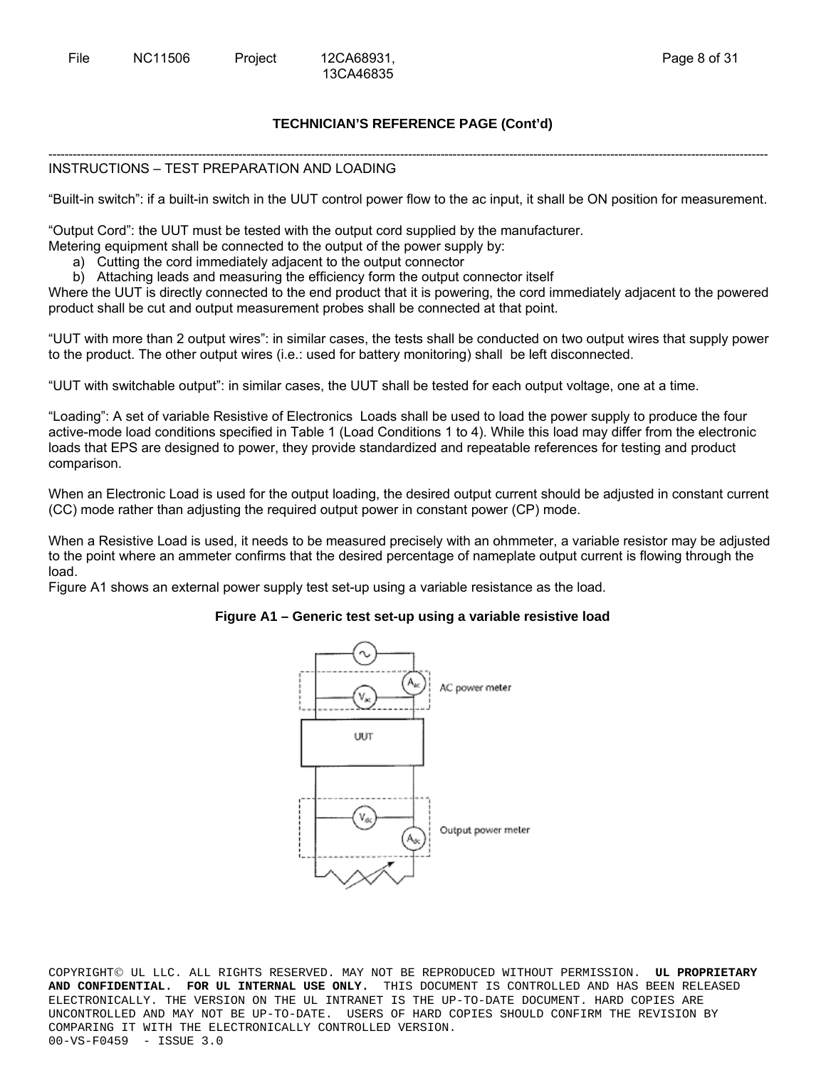## TECHNICIAN'S REFERENCE PAGE (Cont'd)

INSTRUCTIONS – TEST PREPARATION AND LOADING

"Built-in switch": if a built-in switch in the UUT control power flow to the ac input, it shall be ON position for measurement.

"Output Cord": the UUT must be tested with the output cord supplied by the manufacturer.
Metering equipment shall be connected to the output of the power supply by:

a) Cutting the cord immediately adjacent to the output connector
b) Attaching leads and measuring the efficiency form the output connector itself

Where the UUT is directly connected to the end product that it is powering, the cord immediately adjacent to the powered product shall be cut and output measurement probes shall be connected at that point.

"UUT with more than 2 output wires": in similar cases, the tests shall be conducted on two output wires that supply power to the product. The other output wires (i.e.: used for battery monitoring) shall be left disconnected.

"UUT with switchable output": in similar cases, the UUT shall be tested for each output voltage, one at a time.

"Loading": A set of variable Resistive of Electronics Loads shall be used to load the power supply to produce the four active-mode load conditions specified in Table 1 (Load Conditions 1 to 4). While this load may differ from the electronic loads that EPS are designed to power, they provide standardized and repeatable references for testing and product comparison.

When an Electronic Load is used for the output loading, the desired output current should be adjusted in constant current (CC) mode rather than adjusting the required output power in constant power (CP) mode.

When a Resistive Load is used, it needs to be measured precisely with an ohmmeter, a variable resistor may be adjusted to the point where an ammeter confirms that the desired percentage of nameplate output current is flowing through the load.
Figure A1 shows an external power supply test set-up using a variable resistance as the load.

**Figure A1 – Generic test set-up using a variable resistive load**

AC power meter

UUT

Output power meter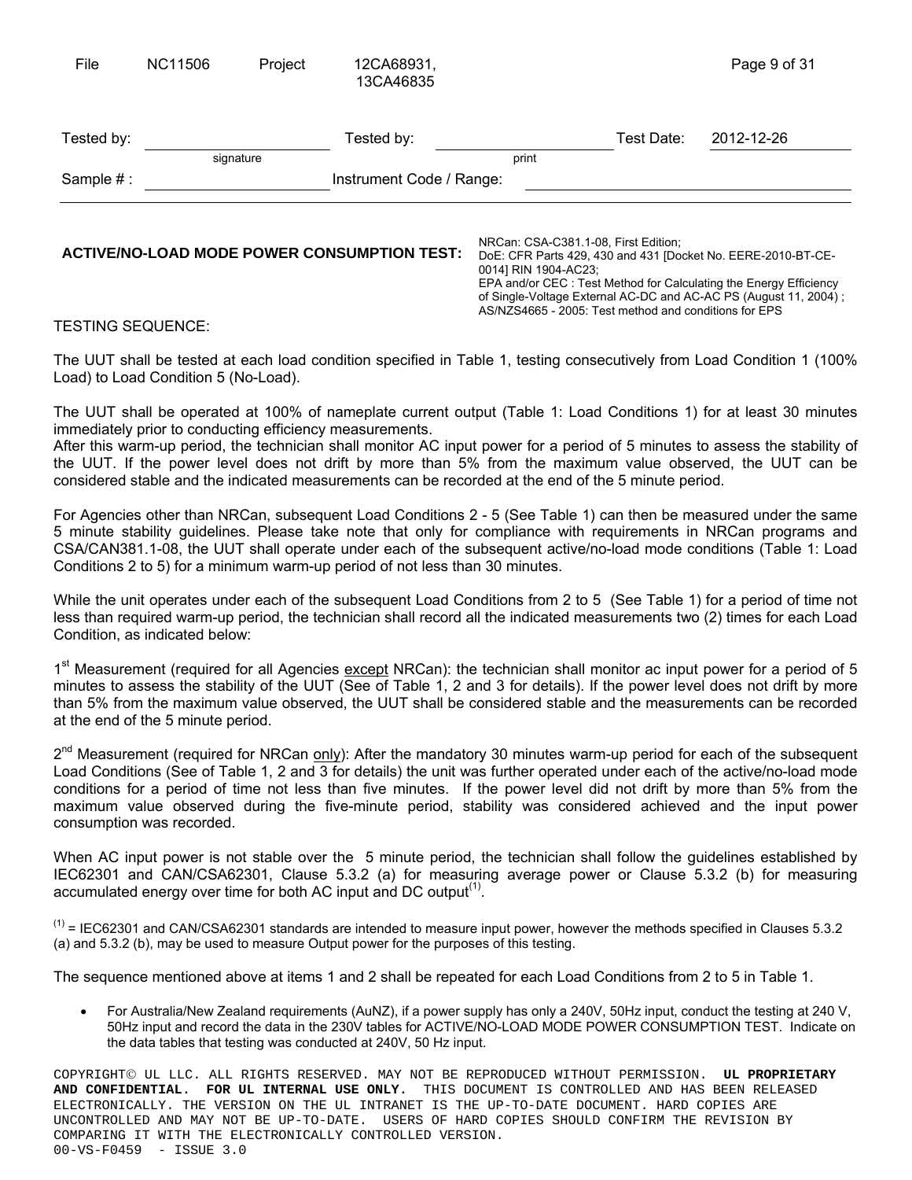| File | NC11506 | Project | 12CA68931, 13CA46835 | |
|---|---|---|---|---|
| Tested by: | | Tested by: | | Test Date: 2012-12-26 |
| | signature | | print | |
| Sample # : | | Instrument Code / Range: | | |

**ACTIVE/NO-LOAD MODE POWER CONSUMPTION TEST:**

NRCan: CSA-C381.1-08, First Edition;
DoE: CFR Parts 429, 430 and 431 [Docket No. EERE-2010-BT-CE-0014] RIN 1904-AC23;
EPA and/or CEC : Test Method for Calculating the Energy Efficiency of Single-Voltage External AC-DC and AC-AC PS (August 11, 2004) ;
AS/NZS4665 - 2005: Test method and conditions for EPS

TESTING SEQUENCE:

The UUT shall be tested at each load condition specified in Table 1, testing consecutively from Load Condition 1 (100% Load) to Load Condition 5 (No-Load).

The UUT shall be operated at 100% of nameplate current output (Table 1: Load Conditions 1) for at least 30 minutes immediately prior to conducting efficiency measurements.
After this warm-up period, the technician shall monitor AC input power for a period of 5 minutes to assess the stability of the UUT. If the power level does not drift by more than 5% from the maximum value observed, the UUT can be considered stable and the indicated measurements can be recorded at the end of the 5 minute period.

For Agencies other than NRCan, subsequent Load Conditions 2 - 5 (See Table 1) can then be measured under the same 5 minute stability guidelines. Please take note that only for compliance with requirements in NRCan programs and CSA/CAN381.1-08, the UUT shall operate under each of the subsequent active/no-load mode conditions (Table 1: Load Conditions 2 to 5) for a minimum warm-up period of not less than 30 minutes.

While the unit operates under each of the subsequent Load Conditions from 2 to 5 (See Table 1) for a period of time not less than required warm-up period, the technician shall record all the indicated measurements two (2) times for each Load Condition, as indicated below:

1st Measurement (required for all Agencies except NRCan): the technician shall monitor ac input power for a period of 5 minutes to assess the stability of the UUT (See of Table 1, 2 and 3 for details). If the power level does not drift by more than 5% from the maximum value observed, the UUT shall be considered stable and the measurements can be recorded at the end of the 5 minute period.

2nd Measurement (required for NRCan only): After the mandatory 30 minutes warm-up period for each of the subsequent Load Conditions (See of Table 1, 2 and 3 for details) the unit was further operated under each of the active/no-load mode conditions for a period of time not less than five minutes. If the power level did not drift by more than 5% from the maximum value observed during the five-minute period, stability was considered achieved and the input power consumption was recorded.

When AC input power is not stable over the 5 minute period, the technician shall follow the guidelines established by IEC62301 and CAN/CSA62301, Clause 5.3.2 (a) for measuring average power or Clause 5.3.2 (b) for measuring accumulated energy over time for both AC input and DC output[(1)].

[(1)] = IEC62301 and CAN/CSA62301 standards are intended to measure input power, however the methods specified in Clauses 5.3.2 (a) and 5.3.2 (b), may be used to measure Output power for the purposes of this testing.

The sequence mentioned above at items 1 and 2 shall be repeated for each Load Conditions from 2 to 5 in Table 1.

- For Australia/New Zealand requirements (AuNZ), if a power supply has only a 240V, 50Hz input, conduct the testing at 240 V, 50Hz input and record the data in the 230V tables for ACTIVE/NO-LOAD MODE POWER CONSUMPTION TEST. Indicate on the data tables that testing was conducted at 240V, 50 Hz input.

COPYRIGHT© UL LLC. ALL RIGHTS RESERVED. MAY NOT BE REPRODUCED WITHOUT PERMISSION. **UL PROPRIETARY AND CONFIDENTIAL. FOR UL INTERNAL USE ONLY.** THIS DOCUMENT IS CONTROLLED AND HAS BEEN RELEASED ELECTRONICALLY. THE VERSION ON THE UL INTRANET IS THE UP-TO-DATE DOCUMENT. HARD COPIES ARE UNCONTROLLED AND MAY NOT BE UP-TO-DATE. USERS OF HARD COPIES SHOULD CONFIRM THE REVISION BY COMPARING IT WITH THE ELECTRONICALLY CONTROLLED VERSION.
00-VS-F0459 - ISSUE 3.0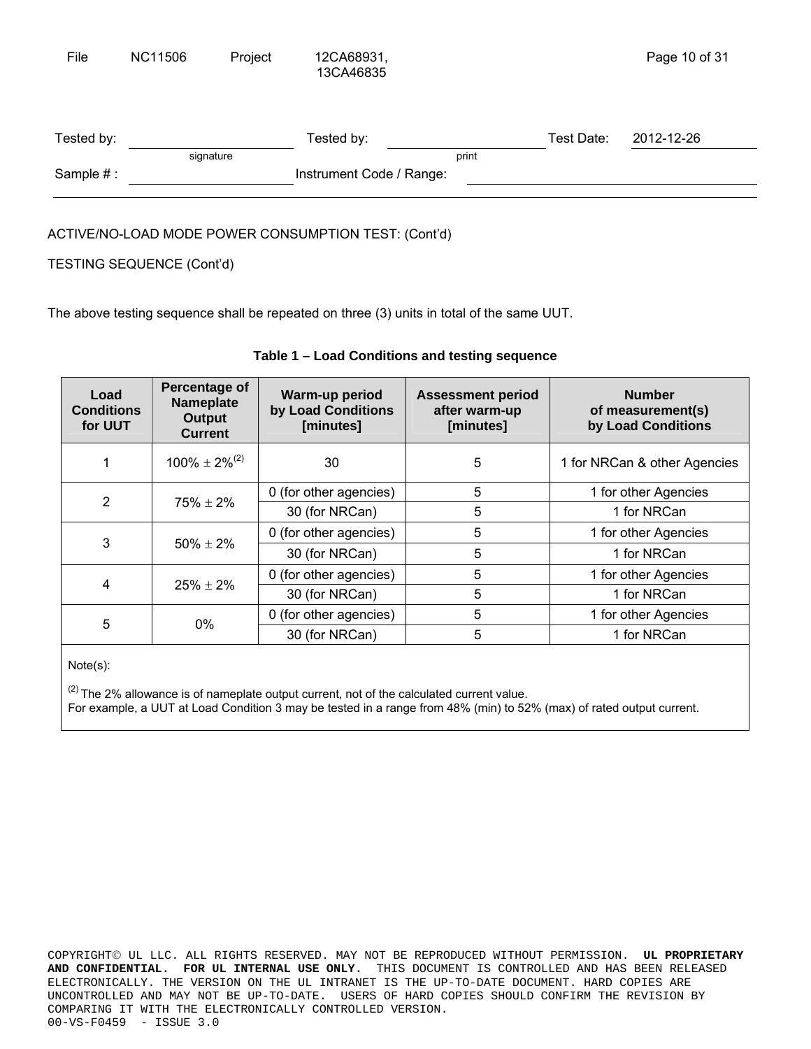ACTIVE/NO-LOAD MODE POWER CONSUMPTION TEST: (Cont'd)

TESTING SEQUENCE (Cont'd)

The above testing sequence shall be repeated on three (3) units in total of the same UUT.

**Table 1 – Load Conditions and testing sequence**

| Load Conditions for UUT | Percentage of Nameplate Output Current | Warm-up period by Load Conditions [minutes] | Assessment period after warm-up [minutes] | Number of measurement(s) by Load Conditions |
|---|---|---|---|---|
| 1 | 100% ± 2%[(2)] | 30 | 5 | 1 for NRCan & other Agencies |
| 2 | 75% ± 2% | 0 (for other agencies) | 5 | 1 for other Agencies |
| | | 30 (for NRCan) | 5 | 1 for NRCan |
| 3 | 50% ± 2% | 0 (for other agencies) | 5 | 1 for other Agencies |
| | | 30 (for NRCan) | 5 | 1 for NRCan |
| 4 | 25% ± 2% | 0 (for other agencies) | 5 | 1 for other Agencies |
| | | 30 (for NRCan) | 5 | 1 for NRCan |
| 5 | 0% | 0 (for other agencies) | 5 | 1 for other Agencies |
| | | 30 (for NRCan) | 5 | 1 for NRCan |

Note(s):

[(2)] The 2% allowance is of nameplate output current, not of the calculated current value.
For example, a UUT at Load Condition 3 may be tested in a range from 48% (min) to 52% (max) of rated output current.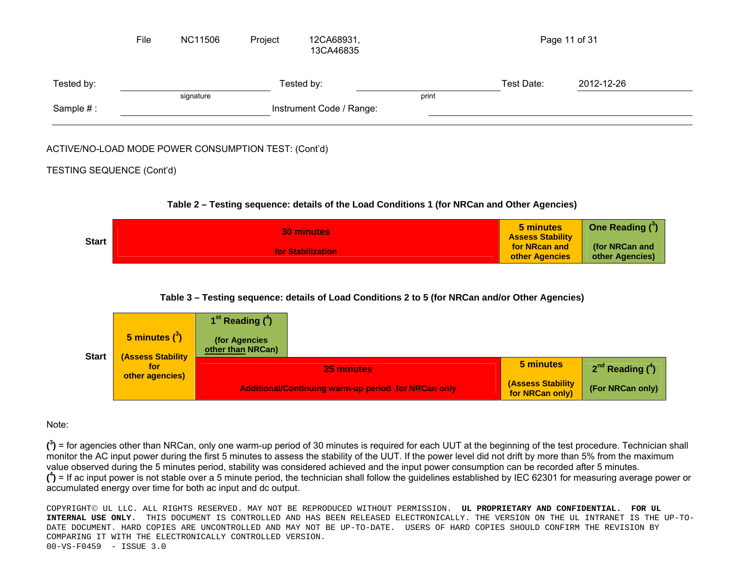File NC11506 Project 12CA68931, 13CA46835

| Tested by: | | Tested by: | | Test Date: | 2012-12-26 |
|---|---|---|---|---|---|
| | signature | | print | | |
| Sample # : | | Instrument Code / Range: | | | |

ACTIVE/NO-LOAD MODE POWER CONSUMPTION TEST: (Cont'd)

TESTING SEQUENCE (Cont'd)

**Table 2 – Testing sequence: details of the Load Conditions 1 (for NRCan and Other Agencies)**

| Start | 30 minutes for Stabilization | 5 minutes Assess Stability for NRCan and other Agencies | One Reading ([3]) (for NRCan and other Agencies) |
|---|---|---|---|

**Table 3 – Testing sequence: details of Load Conditions 2 to 5 (for NRCan and/or Other Agencies)**

| Start | 5 minutes ([3]) (Assess Stability for other agencies) | 1[st] Reading ([4]) (for Agencies other than NRCan) | | |
|---|---|---|---|---|
| | | 25 minutes Additional/Continuing warm-up period for NRCan only | 5 minutes (Assess Stability for NRCan only) | 2[nd] Reading ([4]) (For NRCan only) |

Note:

**([3])** = for agencies other than NRCan, only one warm-up period of 30 minutes is required for each UUT at the beginning of the test procedure. Technician shall monitor the AC input power during the first 5 minutes to assess the stability of the UUT. If the power level did not drift by more than 5% from the maximum value observed during the 5 minutes period, stability was considered achieved and the input power consumption can be recorded after 5 minutes.
**([4])** = If ac input power is not stable over a 5 minute period, the technician shall follow the guidelines established by IEC 62301 for measuring average power or accumulated energy over time for both ac input and dc output.

COPYRIGHT© UL LLC. ALL RIGHTS RESERVED. MAY NOT BE REPRODUCED WITHOUT PERMISSION. **UL PROPRIETARY AND CONFIDENTIAL. FOR UL INTERNAL USE ONLY.** THIS DOCUMENT IS CONTROLLED AND HAS BEEN RELEASED ELECTRONICALLY. THE VERSION ON THE UL INTRANET IS THE UP-TO-DATE DOCUMENT. HARD COPIES ARE UNCONTROLLED AND MAY NOT BE UP-TO-DATE. USERS OF HARD COPIES SHOULD CONFIRM THE REVISION BY COMPARING IT WITH THE ELECTRONICALLY CONTROLLED VERSION.
00-VS-F0459 - ISSUE 3.0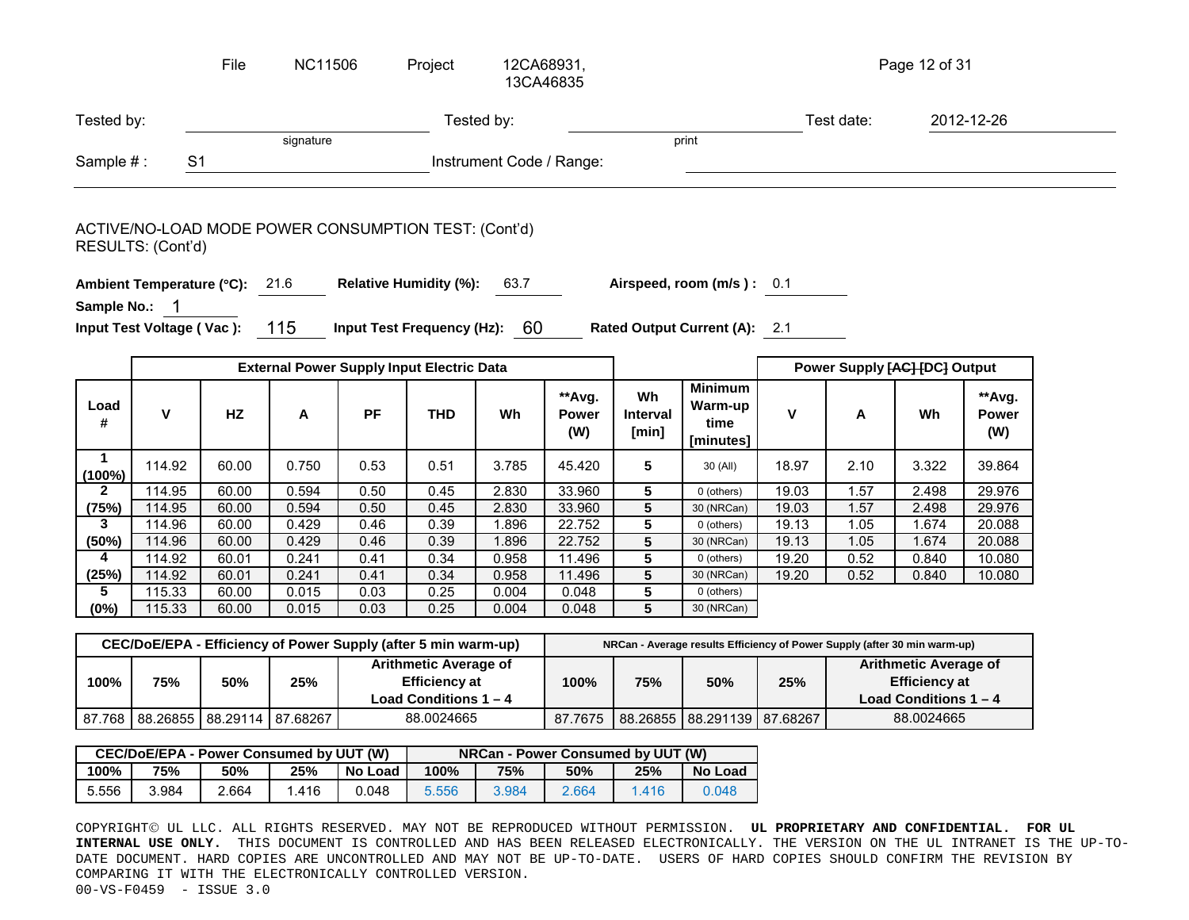File NC11506 Project 12CA68931, 13CA46835

Tested by: ______________ (signature) Tested by: ______________ (print) Test date: 2012-12-26

Sample # : S1 Instrument Code / Range: ______________

ACTIVE/NO-LOAD MODE POWER CONSUMPTION TEST: (Cont'd)
RESULTS: (Cont'd)

**Ambient Temperature (°C):** 21.6 **Relative Humidity (%):** 63.7 **Airspeed, room (m/s ):** 0.1

**Sample No.:** 1

**Input Test Voltage ( Vac ):** 115 **Input Test Frequency (Hz):** 60 **Rated Output Current (A):** 2.1

| | External Power Supply Input Electric Data | | | | | | | | | Power Supply ~~[AC]~~ [DC] Output | | | |
|---|---|---|---|---|---|---|---|---|---|---|---|---|---|
| **Load #** | **V** | **HZ** | **A** | **PF** | **THD** | **Wh** | **\*\*Avg. Power (W)** | **Wh Interval [min]** | **Minimum Warm-up time [minutes]** | **V** | **A** | **Wh** | **\*\*Avg. Power (W)** |
| **1 (100%)** | 114.92 | 60.00 | 0.750 | 0.53 | 0.51 | 3.785 | 45.420 | **5** | 30 (All) | 18.97 | 2.10 | 3.322 | 39.864 |
| **2** | 114.95 | 60.00 | 0.594 | 0.50 | 0.45 | 2.830 | 33.960 | **5** | 0 (others) | 19.03 | 1.57 | 2.498 | 29.976 |
| **(75%)** | 114.95 | 60.00 | 0.594 | 0.50 | 0.45 | 2.830 | 33.960 | **5** | 30 (NRCan) | 19.03 | 1.57 | 2.498 | 29.976 |
| **3** | 114.96 | 60.00 | 0.429 | 0.46 | 0.39 | 1.896 | 22.752 | **5** | 0 (others) | 19.13 | 1.05 | 1.674 | 20.088 |
| **(50%)** | 114.96 | 60.00 | 0.429 | 0.46 | 0.39 | 1.896 | 22.752 | **5** | 30 (NRCan) | 19.13 | 1.05 | 1.674 | 20.088 |
| **4** | 114.92 | 60.01 | 0.241 | 0.41 | 0.34 | 0.958 | 11.496 | **5** | 0 (others) | 19.20 | 0.52 | 0.840 | 10.080 |
| **(25%)** | 114.92 | 60.01 | 0.241 | 0.41 | 0.34 | 0.958 | 11.496 | **5** | 30 (NRCan) | 19.20 | 0.52 | 0.840 | 10.080 |
| **5** | 115.33 | 60.00 | 0.015 | 0.03 | 0.25 | 0.004 | 0.048 | **5** | 0 (others) | | | | |
| **(0%)** | 115.33 | 60.00 | 0.015 | 0.03 | 0.25 | 0.004 | 0.048 | **5** | 30 (NRCan) | | | | |

| CEC/DoE/EPA - Efficiency of Power Supply (after 5 min warm-up) | | | | | NRCan - Average results Efficiency of Power Supply (after 30 min warm-up) | | | | |
|---|---|---|---|---|---|---|---|---|---|
| **100%** | **75%** | **50%** | **25%** | **Arithmetic Average of Efficiency at Load Conditions 1 – 4** | **100%** | **75%** | **50%** | **25%** | **Arithmetic Average of Efficiency at Load Conditions 1 – 4** |
| 87.768 | 88.26855 | 88.29114 | 87.68267 | 88.0024665 | 87.7675 | 88.26855 | 88.291139 | 87.68267 | 88.0024665 |

| CEC/DoE/EPA - Power Consumed by UUT (W) | | | | | NRCan - Power Consumed by UUT (W) | | | | |
|---|---|---|---|---|---|---|---|---|---|
| **100%** | **75%** | **50%** | **25%** | **No Load** | **100%** | **75%** | **50%** | **25%** | **No Load** |
| 5.556 | 3.984 | 2.664 | 1.416 | 0.048 | 5.556 | 3.984 | 2.664 | 1.416 | 0.048 |

COPYRIGHT© UL LLC. ALL RIGHTS RESERVED. MAY NOT BE REPRODUCED WITHOUT PERMISSION. **UL PROPRIETARY AND CONFIDENTIAL. FOR UL INTERNAL USE ONLY.** THIS DOCUMENT IS CONTROLLED AND HAS BEEN RELEASED ELECTRONICALLY. THE VERSION ON THE UL INTRANET IS THE UP-TO-DATE DOCUMENT. HARD COPIES ARE UNCONTROLLED AND MAY NOT BE UP-TO-DATE. USERS OF HARD COPIES SHOULD CONFIRM THE REVISION BY COMPARING IT WITH THE ELECTRONICALLY CONTROLLED VERSION.
00-VS-F0459 - ISSUE 3.0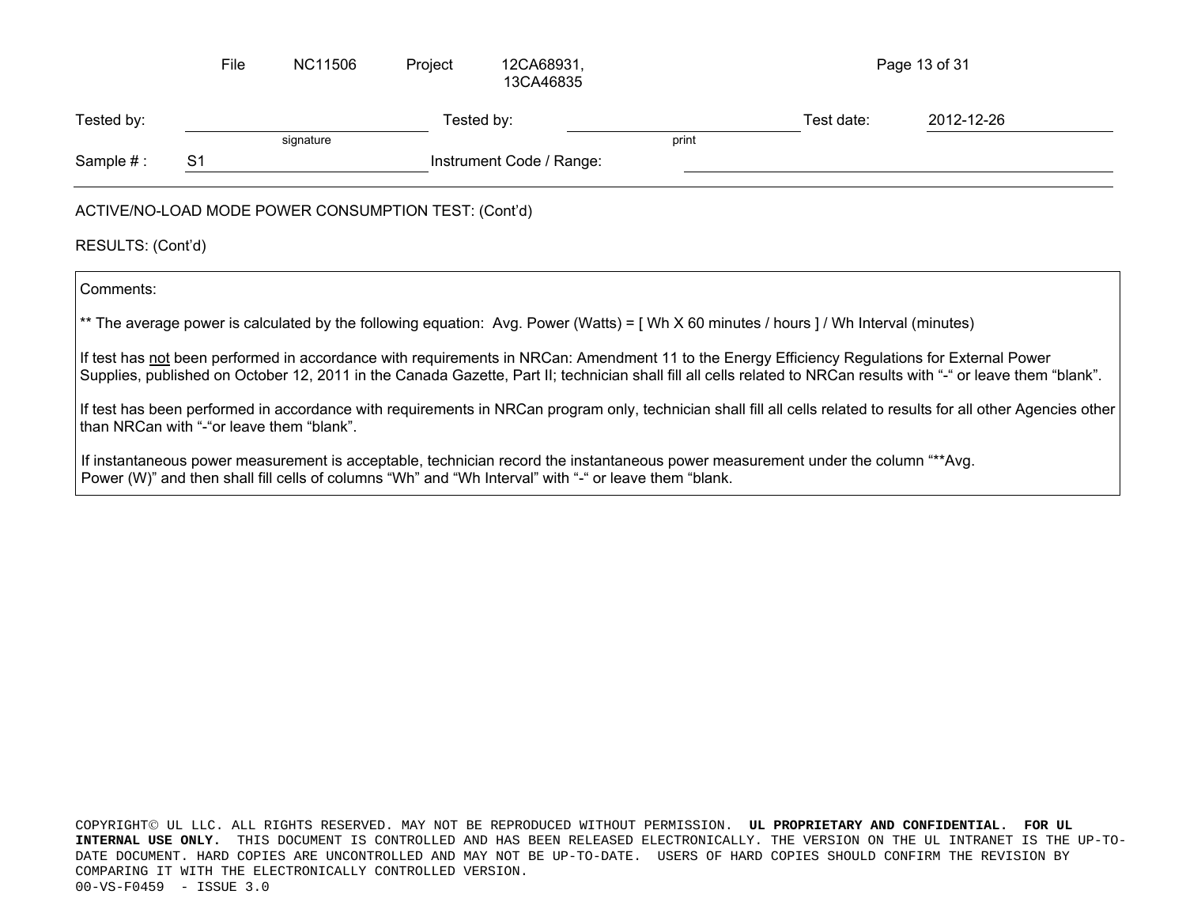| Tested by: | | Tested by: | | Test date: | 2012-12-26 |
|---|---|---|---|---|---|
| | signature | | print | | |
| Sample # : | S1 | Instrument Code / Range: | | | |

ACTIVE/NO-LOAD MODE POWER CONSUMPTION TEST: (Cont'd)

RESULTS: (Cont'd)

Comments:

** The average power is calculated by the following equation: Avg. Power (Watts) = [ Wh X 60 minutes / hours ] / Wh Interval (minutes)

If test has <u>not</u> been performed in accordance with requirements in NRCan: Amendment 11 to the Energy Efficiency Regulations for External Power Supplies, published on October 12, 2011 in the Canada Gazette, Part II; technician shall fill all cells related to NRCan results with "-" or leave them "blank".

If test has been performed in accordance with requirements in NRCan program only, technician shall fill all cells related to results for all other Agencies other than NRCan with "-"or leave them "blank".

If instantaneous power measurement is acceptable, technician record the instantaneous power measurement under the column "**Avg. Power (W)" and then shall fill cells of columns "Wh" and "Wh Interval" with "-" or leave them "blank.

COPYRIGHT© UL LLC. ALL RIGHTS RESERVED. MAY NOT BE REPRODUCED WITHOUT PERMISSION. **UL PROPRIETARY AND CONFIDENTIAL. FOR UL INTERNAL USE ONLY.** THIS DOCUMENT IS CONTROLLED AND HAS BEEN RELEASED ELECTRONICALLY. THE VERSION ON THE UL INTRANET IS THE UP-TO-DATE DOCUMENT. HARD COPIES ARE UNCONTROLLED AND MAY NOT BE UP-TO-DATE. USERS OF HARD COPIES SHOULD CONFIRM THE REVISION BY COMPARING IT WITH THE ELECTRONICALLY CONTROLLED VERSION.
00-VS-F0459 - ISSUE 3.0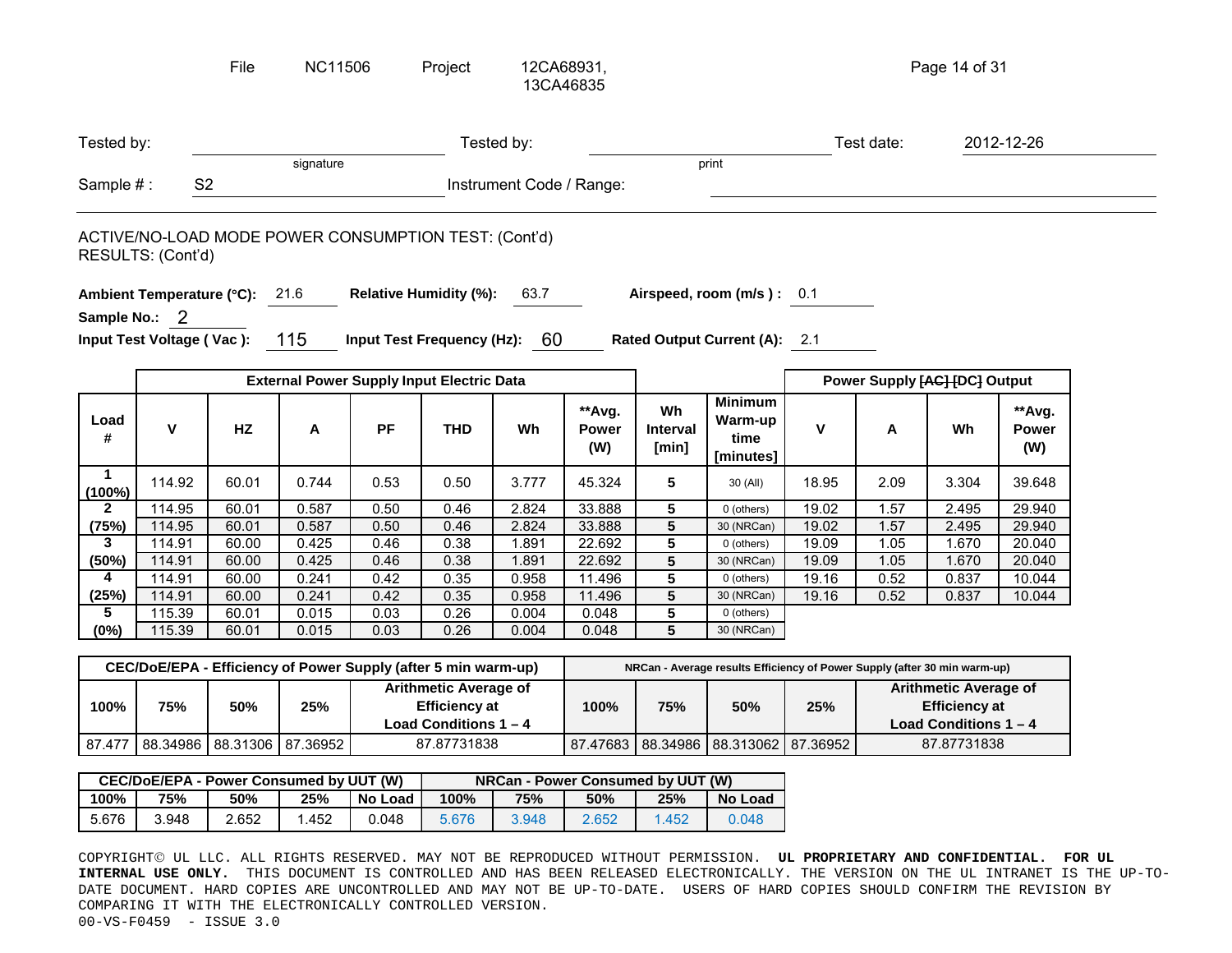File NC11506 Project 12CA68931, 13CA46835

| Tested by: | | Tested by: | | Test date: | 2012-12-26 |
|---|---|---|---|---|---|
| | signature | | print | | |
| Sample # : | S2 | Instrument Code / Range: | | | |

ACTIVE/NO-LOAD MODE POWER CONSUMPTION TEST: (Cont'd)
RESULTS: (Cont'd)

**Ambient Temperature (°C):** 21.6 **Relative Humidity (%):** 63.7 **Airspeed, room (m/s ) :** 0.1

**Sample No.:** 2

**Input Test Voltage ( Vac ):** 115 **Input Test Frequency (Hz):** 60 **Rated Output Current (A):** 2.1

| | External Power Supply Input Electric Data | | | | | | | | | Power Supply ~~[AC]~~ [DC] Output | | | |
|---|---|---|---|---|---|---|---|---|---|---|---|---|---|
| **Load #** | **V** | **HZ** | **A** | **PF** | **THD** | **Wh** | **\*\*Avg. Power (W)** | **Wh Interval [min]** | **Minimum Warm-up time [minutes]** | **V** | **A** | **Wh** | **\*\*Avg. Power (W)** |
| **1 (100%)** | 114.92 | 60.01 | 0.744 | 0.53 | 0.50 | 3.777 | 45.324 | **5** | 30 (All) | 18.95 | 2.09 | 3.304 | 39.648 |
| **2** | 114.95 | 60.01 | 0.587 | 0.50 | 0.46 | 2.824 | 33.888 | **5** | 0 (others) | 19.02 | 1.57 | 2.495 | 29.940 |
| **(75%)** | 114.95 | 60.01 | 0.587 | 0.50 | 0.46 | 2.824 | 33.888 | **5** | 30 (NRCan) | 19.02 | 1.57 | 2.495 | 29.940 |
| **3** | 114.91 | 60.00 | 0.425 | 0.46 | 0.38 | 1.891 | 22.692 | **5** | 0 (others) | 19.09 | 1.05 | 1.670 | 20.040 |
| **(50%)** | 114.91 | 60.00 | 0.425 | 0.46 | 0.38 | 1.891 | 22.692 | **5** | 30 (NRCan) | 19.09 | 1.05 | 1.670 | 20.040 |
| **4** | 114.91 | 60.00 | 0.241 | 0.42 | 0.35 | 0.958 | 11.496 | **5** | 0 (others) | 19.16 | 0.52 | 0.837 | 10.044 |
| **(25%)** | 114.91 | 60.00 | 0.241 | 0.42 | 0.35 | 0.958 | 11.496 | **5** | 30 (NRCan) | 19.16 | 0.52 | 0.837 | 10.044 |
| **5** | 115.39 | 60.01 | 0.015 | 0.03 | 0.26 | 0.004 | 0.048 | **5** | 0 (others) | | | | |
| **(0%)** | 115.39 | 60.01 | 0.015 | 0.03 | 0.26 | 0.004 | 0.048 | **5** | 30 (NRCan) | | | | |

| CEC/DoE/EPA - Efficiency of Power Supply (after 5 min warm-up) | | | | | NRCan - Average results Efficiency of Power Supply (after 30 min warm-up) | | | | |
|---|---|---|---|---|---|---|---|---|---|
| **100%** | **75%** | **50%** | **25%** | **Arithmetic Average of Efficiency at Load Conditions 1 – 4** | **100%** | **75%** | **50%** | **25%** | **Arithmetic Average of Efficiency at Load Conditions 1 – 4** |
| 87.477 | 88.34986 | 88.31306 | 87.36952 | 87.87731838 | 87.47683 | 88.34986 | 88.313062 | 87.36952 | 87.87731838 |

| CEC/DoE/EPA - Power Consumed by UUT (W) | | | | | NRCan - Power Consumed by UUT (W) | | | | |
|---|---|---|---|---|---|---|---|---|---|
| **100%** | **75%** | **50%** | **25%** | **No Load** | **100%** | **75%** | **50%** | **25%** | **No Load** |
| 5.676 | 3.948 | 2.652 | 1.452 | 0.048 | 5.676 | 3.948 | 2.652 | 1.452 | 0.048 |

COPYRIGHT© UL LLC. ALL RIGHTS RESERVED. MAY NOT BE REPRODUCED WITHOUT PERMISSION. **UL PROPRIETARY AND CONFIDENTIAL. FOR UL INTERNAL USE ONLY.** THIS DOCUMENT IS CONTROLLED AND HAS BEEN RELEASED ELECTRONICALLY. THE VERSION ON THE UL INTRANET IS THE UP-TO-DATE DOCUMENT. HARD COPIES ARE UNCONTROLLED AND MAY NOT BE UP-TO-DATE. USERS OF HARD COPIES SHOULD CONFIRM THE REVISION BY COMPARING IT WITH THE ELECTRONICALLY CONTROLLED VERSION.
00-VS-F0459 - ISSUE 3.0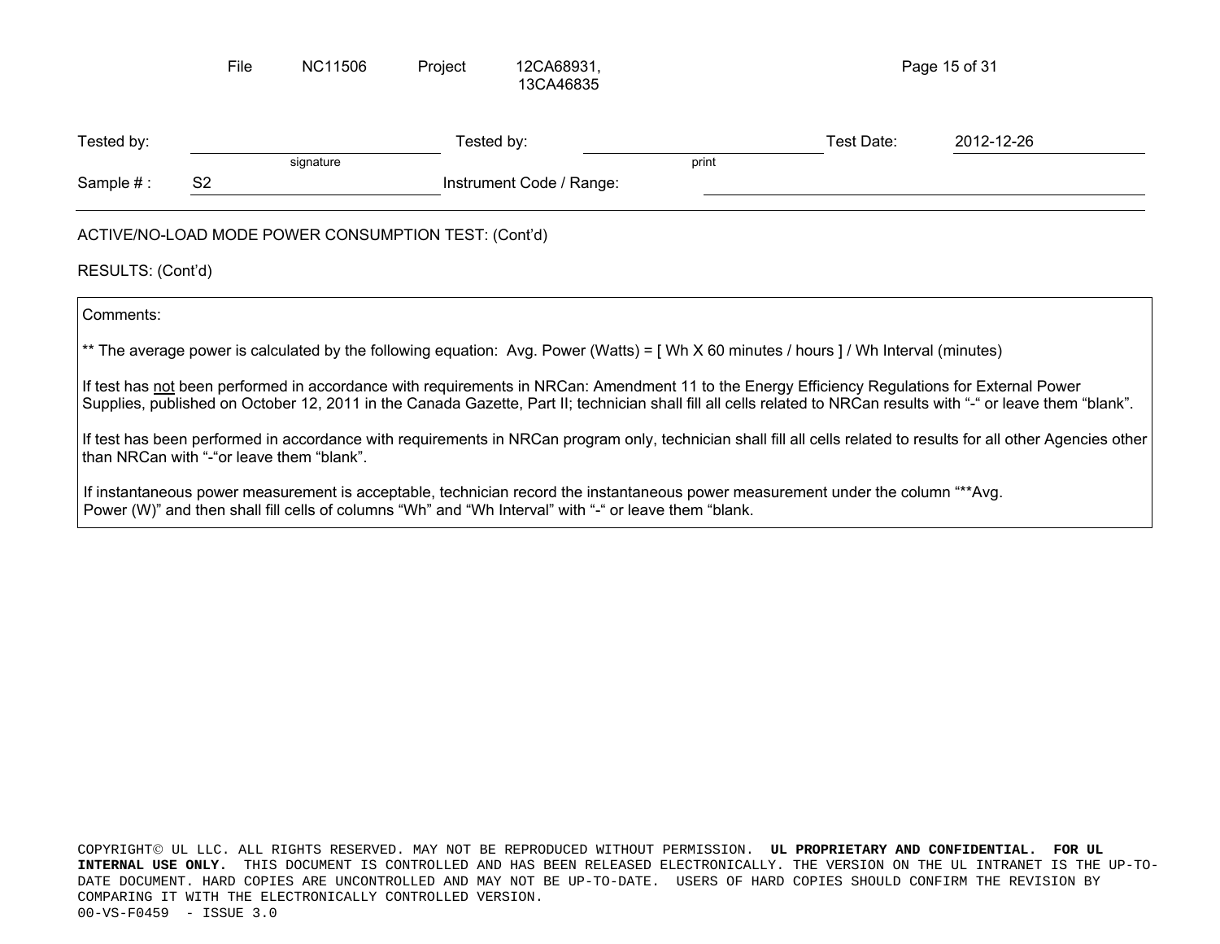| Tested by: | | Tested by: | | Test Date: | 2012-12-26 |
|---|---|---|---|---|---|
| | signature | | print | | |
| Sample # : | S2 | Instrument Code / Range: | | | |

ACTIVE/NO-LOAD MODE POWER CONSUMPTION TEST: (Cont'd)

RESULTS: (Cont'd)

Comments:

** The average power is calculated by the following equation: Avg. Power (Watts) = [ Wh X 60 minutes / hours ] / Wh Interval (minutes)

If test has not been performed in accordance with requirements in NRCan: Amendment 11 to the Energy Efficiency Regulations for External Power Supplies, published on October 12, 2011 in the Canada Gazette, Part II; technician shall fill all cells related to NRCan results with "-" or leave them "blank".

If test has been performed in accordance with requirements in NRCan program only, technician shall fill all cells related to results for all other Agencies other than NRCan with "-"or leave them "blank".

If instantaneous power measurement is acceptable, technician record the instantaneous power measurement under the column "**Avg. Power (W)" and then shall fill cells of columns "Wh" and "Wh Interval" with "-" or leave them "blank.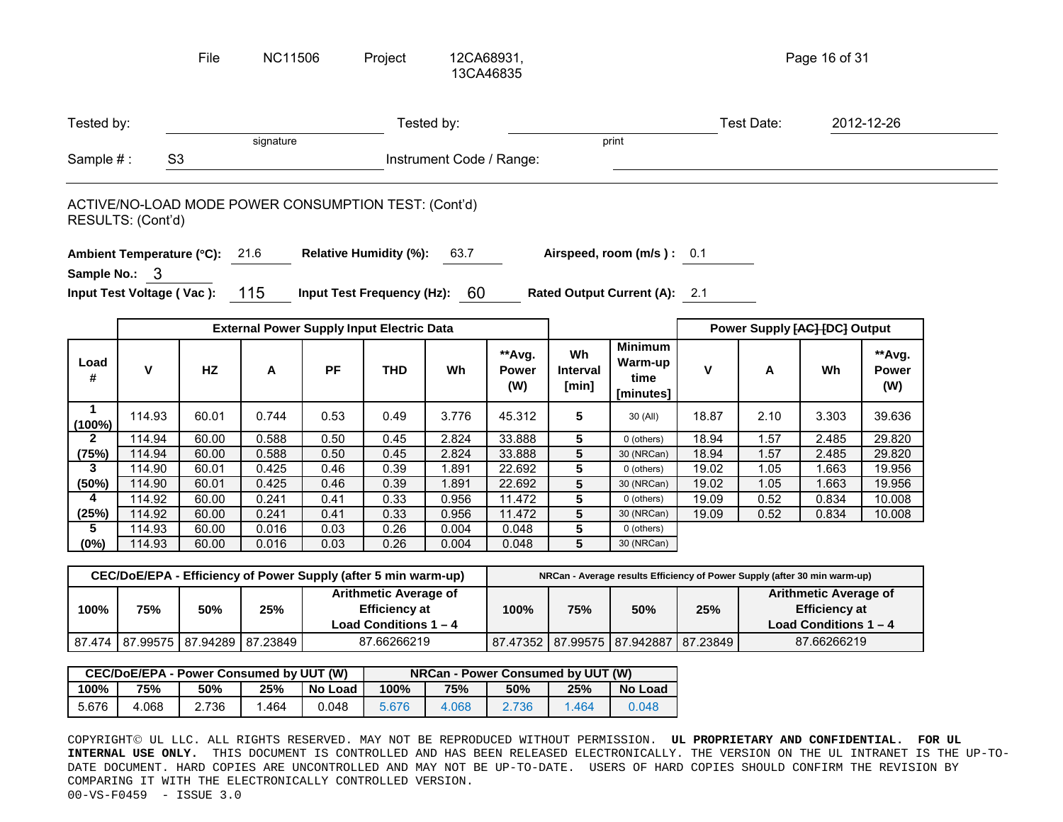File NC11506 Project 12CA68931, 13CA46835

| Tested by: | | Tested by: | | Test Date: | 2012-12-26 |
|---|---|---|---|---|---|
| | signature | | print | | |
| Sample # : | S3 | Instrument Code / Range: | | | |

ACTIVE/NO-LOAD MODE POWER CONSUMPTION TEST: (Cont'd)
RESULTS: (Cont'd)

**Ambient Temperature (°C):** 21.6 **Relative Humidity (%):** 63.7 **Airspeed, room (m/s ) :** 0.1

**Sample No.:** 3

**Input Test Voltage ( Vac ):** 115 **Input Test Frequency (Hz):** 60 **Rated Output Current (A):** 2.1

| | External Power Supply Input Electric Data | | | | | | | | | Power Supply ~~[AC]~~ [DC] Output | | | |
|---|---|---|---|---|---|---|---|---|---|---|---|---|---|
| **Load #** | **V** | **HZ** | **A** | **PF** | **THD** | **Wh** | **\*\*Avg. Power (W)** | **Wh Interval [min]** | **Minimum Warm-up time [minutes]** | **V** | **A** | **Wh** | **\*\*Avg. Power (W)** |
| **1 (100%)** | 114.93 | 60.01 | 0.744 | 0.53 | 0.49 | 3.776 | 45.312 | **5** | 30 (All) | 18.87 | 2.10 | 3.303 | 39.636 |
| **2 (75%)** | 114.94 | 60.00 | 0.588 | 0.50 | 0.45 | 2.824 | 33.888 | **5** | 0 (others) | 18.94 | 1.57 | 2.485 | 29.820 |
| | 114.94 | 60.00 | 0.588 | 0.50 | 0.45 | 2.824 | 33.888 | **5** | 30 (NRCan) | 18.94 | 1.57 | 2.485 | 29.820 |
| **3 (50%)** | 114.90 | 60.01 | 0.425 | 0.46 | 0.39 | 1.891 | 22.692 | **5** | 0 (others) | 19.02 | 1.05 | 1.663 | 19.956 |
| | 114.90 | 60.01 | 0.425 | 0.46 | 0.39 | 1.891 | 22.692 | **5** | 30 (NRCan) | 19.02 | 1.05 | 1.663 | 19.956 |
| **4 (25%)** | 114.92 | 60.00 | 0.241 | 0.41 | 0.33 | 0.956 | 11.472 | **5** | 0 (others) | 19.09 | 0.52 | 0.834 | 10.008 |
| | 114.92 | 60.00 | 0.241 | 0.41 | 0.33 | 0.956 | 11.472 | **5** | 30 (NRCan) | 19.09 | 0.52 | 0.834 | 10.008 |
| **5 (0%)** | 114.93 | 60.00 | 0.016 | 0.03 | 0.26 | 0.004 | 0.048 | **5** | 0 (others) | | | | |
| | 114.93 | 60.00 | 0.016 | 0.03 | 0.26 | 0.004 | 0.048 | **5** | 30 (NRCan) | | | | |

| CEC/DoE/EPA - Efficiency of Power Supply (after 5 min warm-up) | | | | | NRCan - Average results Efficiency of Power Supply (after 30 min warm-up) | | | | |
|---|---|---|---|---|---|---|---|---|---|
| **100%** | **75%** | **50%** | **25%** | **Arithmetic Average of Efficiency at Load Conditions 1 – 4** | **100%** | **75%** | **50%** | **25%** | **Arithmetic Average of Efficiency at Load Conditions 1 – 4** |
| 87.474 | 87.99575 | 87.94289 | 87.23849 | 87.66266219 | 87.47352 | 87.99575 | 87.942887 | 87.23849 | 87.66266219 |

| CEC/DoE/EPA - Power Consumed by UUT (W) | | | | | NRCan - Power Consumed by UUT (W) | | | | |
|---|---|---|---|---|---|---|---|---|---|
| **100%** | **75%** | **50%** | **25%** | **No Load** | **100%** | **75%** | **50%** | **25%** | **No Load** |
| 5.676 | 4.068 | 2.736 | 1.464 | 0.048 | 5.676 | 4.068 | 2.736 | 1.464 | 0.048 |

COPYRIGHT© UL LLC. ALL RIGHTS RESERVED. MAY NOT BE REPRODUCED WITHOUT PERMISSION. **UL PROPRIETARY AND CONFIDENTIAL. FOR UL INTERNAL USE ONLY.** THIS DOCUMENT IS CONTROLLED AND HAS BEEN RELEASED ELECTRONICALLY. THE VERSION ON THE UL INTRANET IS THE UP-TO-DATE DOCUMENT. HARD COPIES ARE UNCONTROLLED AND MAY NOT BE UP-TO-DATE. USERS OF HARD COPIES SHOULD CONFIRM THE REVISION BY COMPARING IT WITH THE ELECTRONICALLY CONTROLLED VERSION.
00-VS-F0459 - ISSUE 3.0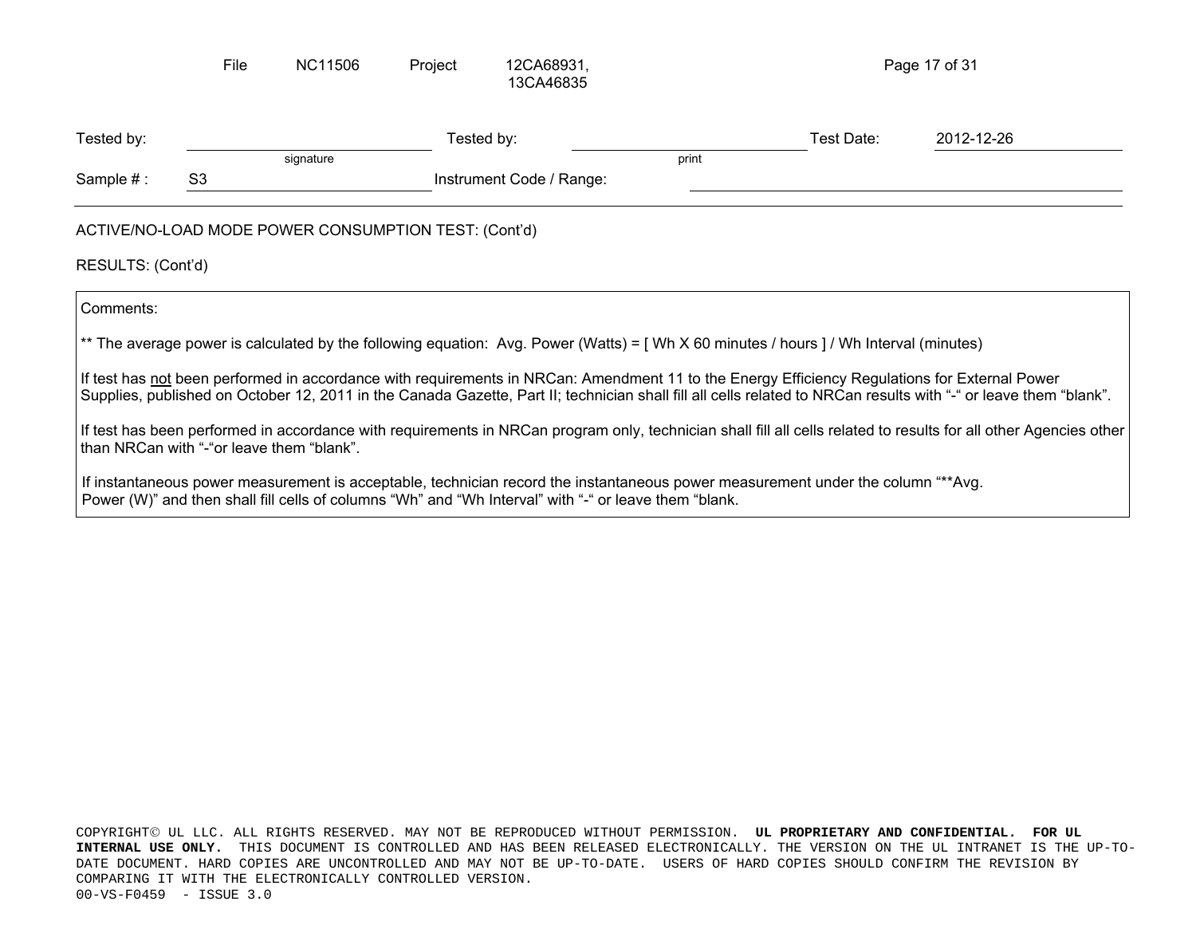| Tested by: | | Tested by: | | Test Date: | 2012-12-26 |
|---|---|---|---|---|---|
| | signature | | print | | |
| Sample # : | S3 | Instrument Code / Range: | | | |

ACTIVE/NO-LOAD MODE POWER CONSUMPTION TEST: (Cont'd)

RESULTS: (Cont'd)

Comments:

** The average power is calculated by the following equation: Avg. Power (Watts) = [ Wh X 60 minutes / hours ] / Wh Interval (minutes)

If test has not been performed in accordance with requirements in NRCan: Amendment 11 to the Energy Efficiency Regulations for External Power Supplies, published on October 12, 2011 in the Canada Gazette, Part II; technician shall fill all cells related to NRCan results with "-" or leave them "blank".

If test has been performed in accordance with requirements in NRCan program only, technician shall fill all cells related to results for all other Agencies other than NRCan with "-"or leave them "blank".

If instantaneous power measurement is acceptable, technician record the instantaneous power measurement under the column "**Avg. Power (W)" and then shall fill cells of columns "Wh" and "Wh Interval" with "-" or leave them "blank.

COPYRIGHT© UL LLC. ALL RIGHTS RESERVED. MAY NOT BE REPRODUCED WITHOUT PERMISSION. **UL PROPRIETARY AND CONFIDENTIAL. FOR UL INTERNAL USE ONLY.** THIS DOCUMENT IS CONTROLLED AND HAS BEEN RELEASED ELECTRONICALLY. THE VERSION ON THE UL INTRANET IS THE UP-TO-DATE DOCUMENT. HARD COPIES ARE UNCONTROLLED AND MAY NOT BE UP-TO-DATE. USERS OF HARD COPIES SHOULD CONFIRM THE REVISION BY COMPARING IT WITH THE ELECTRONICALLY CONTROLLED VERSION.
00-VS-F0459 - ISSUE 3.0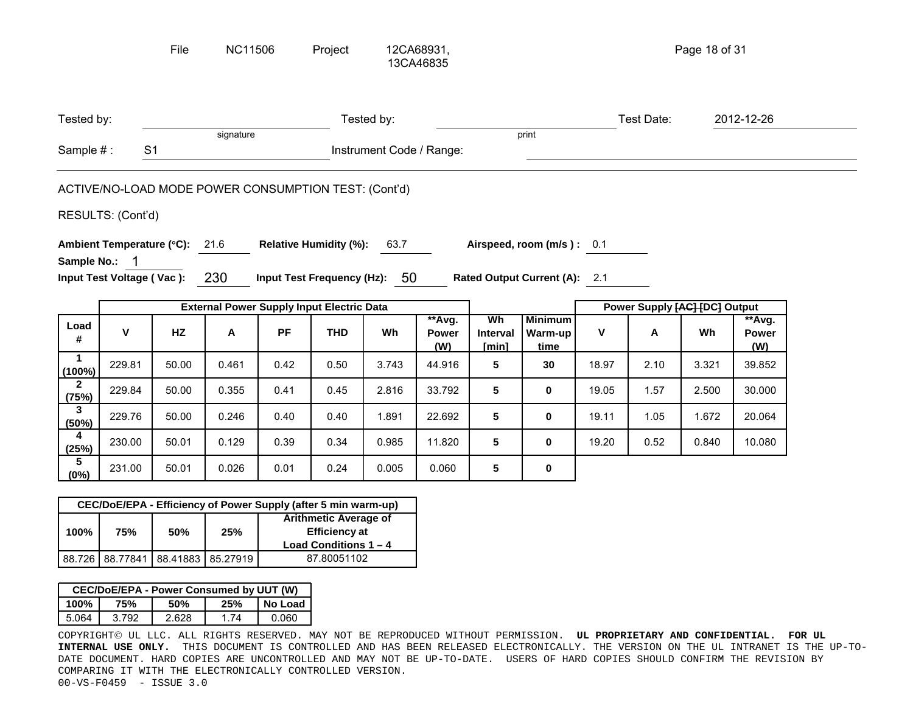Tested by: ____________________ (signature) Tested by: ____________________ (print) Test Date: 2012-12-26

Sample # : S1 Instrument Code / Range: ____________________

ACTIVE/NO-LOAD MODE POWER CONSUMPTION TEST: (Cont'd)

RESULTS: (Cont'd)

**Ambient Temperature (°C):** 21.6 **Relative Humidity (%):** 63.7 **Airspeed, room (m/s ) :** 0.1

**Sample No.:** 1

**Input Test Voltage ( Vac ):** 230 **Input Test Frequency (Hz):** 50 **Rated Output Current (A):** 2.1

| | External Power Supply Input Electric Data | | | | | | | | | Power Supply ~~[AC]~~ [DC] Output | | | |
|---|---|---|---|---|---|---|---|---|---|---|---|---|---|
| **Load #** | **V** | **HZ** | **A** | **PF** | **THD** | **Wh** | **\*\*Avg. Power (W)** | **Wh Interval [min]** | **Minimum Warm-up time** | **V** | **A** | **Wh** | **\*\*Avg. Power (W)** |
| **1 (100%)** | 229.81 | 50.00 | 0.461 | 0.42 | 0.50 | 3.743 | 44.916 | **5** | **30** | 18.97 | 2.10 | 3.321 | 39.852 |
| **2 (75%)** | 229.84 | 50.00 | 0.355 | 0.41 | 0.45 | 2.816 | 33.792 | **5** | **0** | 19.05 | 1.57 | 2.500 | 30.000 |
| **3 (50%)** | 229.76 | 50.00 | 0.246 | 0.40 | 0.40 | 1.891 | 22.692 | **5** | **0** | 19.11 | 1.05 | 1.672 | 20.064 |
| **4 (25%)** | 230.00 | 50.01 | 0.129 | 0.39 | 0.34 | 0.985 | 11.820 | **5** | **0** | 19.20 | 0.52 | 0.840 | 10.080 |
| **5 (0%)** | 231.00 | 50.01 | 0.026 | 0.01 | 0.24 | 0.005 | 0.060 | **5** | **0** | | | | |

| CEC/DoE/EPA - Efficiency of Power Supply (after 5 min warm-up) | | | | |
|---|---|---|---|---|
| **100%** | **75%** | **50%** | **25%** | **Arithmetic Average of Efficiency at Load Conditions 1 – 4** |
| 88.726 | 88.77841 | 88.41883 | 85.27919 | 87.80051102 |

| CEC/DoE/EPA - Power Consumed by UUT (W) | | | | |
|---|---|---|---|---|
| **100%** | **75%** | **50%** | **25%** | **No Load** |
| 5.064 | 3.792 | 2.628 | 1.74 | 0.060 |

COPYRIGHT© UL LLC. ALL RIGHTS RESERVED. MAY NOT BE REPRODUCED WITHOUT PERMISSION. **UL PROPRIETARY AND CONFIDENTIAL. FOR UL INTERNAL USE ONLY.** THIS DOCUMENT IS CONTROLLED AND HAS BEEN RELEASED ELECTRONICALLY. THE VERSION ON THE UL INTRANET IS THE UP-TO-DATE DOCUMENT. HARD COPIES ARE UNCONTROLLED AND MAY NOT BE UP-TO-DATE. USERS OF HARD COPIES SHOULD CONFIRM THE REVISION BY COMPARING IT WITH THE ELECTRONICALLY CONTROLLED VERSION.

00-VS-F0459 - ISSUE 3.0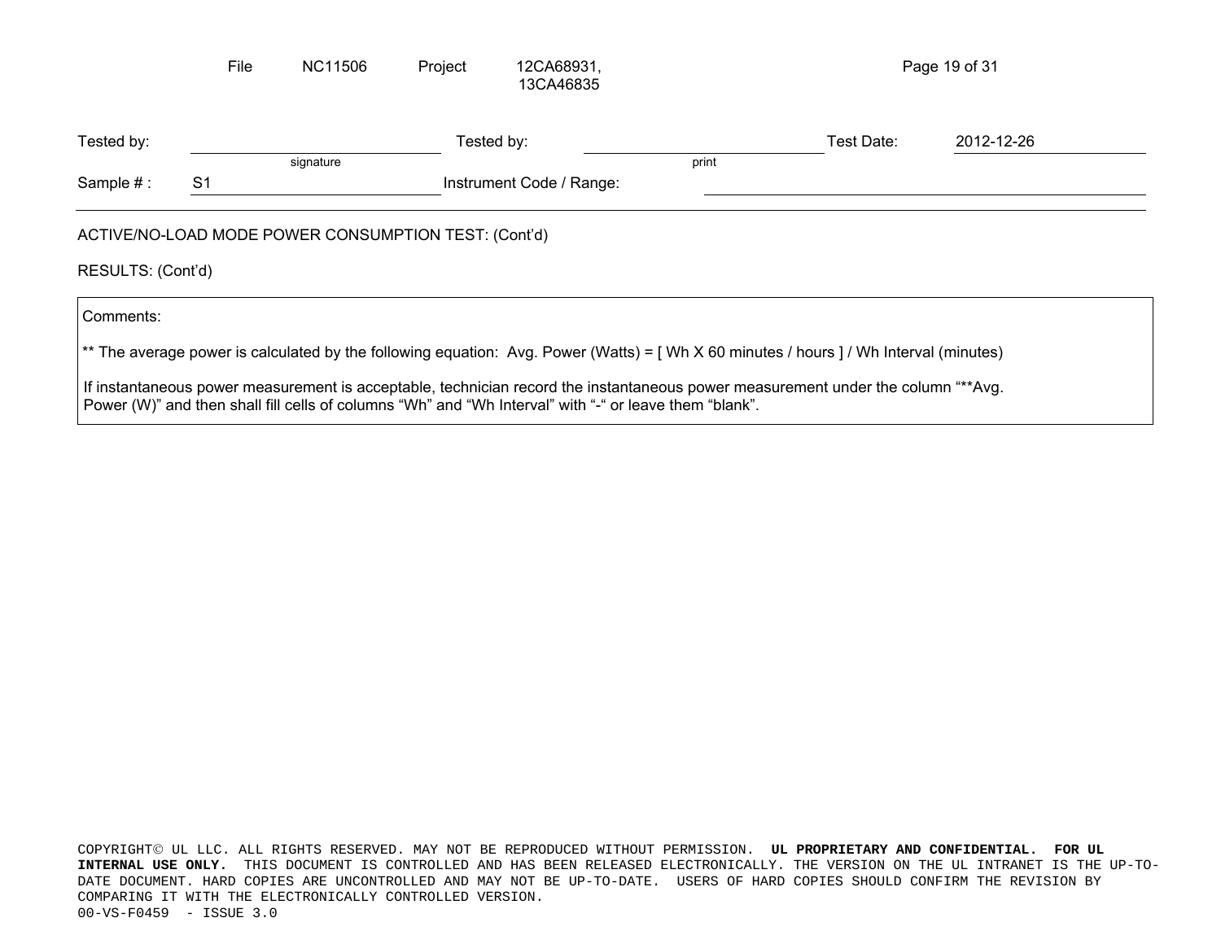| Tested by: | | Tested by: | | Test Date: | 2012-12-26 |
|---|---|---|---|---|---|
| | signature | | print | | |
| Sample # : | S1 | Instrument Code / Range: | | | |

ACTIVE/NO-LOAD MODE POWER CONSUMPTION TEST: (Cont'd)

RESULTS: (Cont'd)

Comments:

** The average power is calculated by the following equation: Avg. Power (Watts) = [ Wh X 60 minutes / hours ] / Wh Interval (minutes)

If instantaneous power measurement is acceptable, technician record the instantaneous power measurement under the column "**Avg. Power (W)" and then shall fill cells of columns "Wh" and "Wh Interval" with "-" or leave them "blank".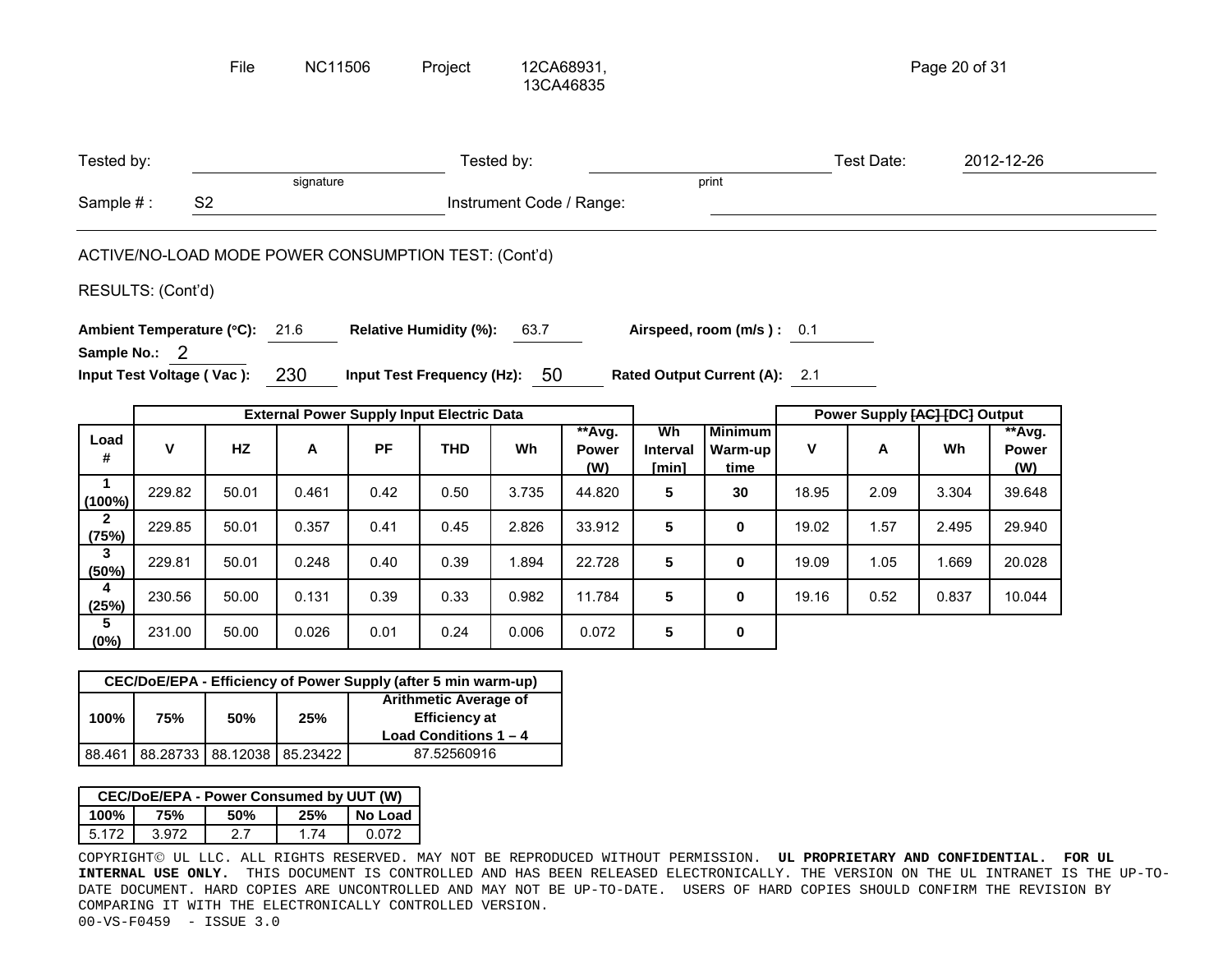File NC11506 Project 12CA68931, 13CA46835

| Tested by: | | Tested by: | | Test Date: | 2012-12-26 |
|---|---|---|---|---|---|
| | signature | | print | | |
| Sample # : | S2 | Instrument Code / Range: | | | |

ACTIVE/NO-LOAD MODE POWER CONSUMPTION TEST: (Cont'd)

RESULTS: (Cont'd)

**Ambient Temperature (°C):** 21.6 **Relative Humidity (%):** 63.7 **Airspeed, room (m/s ) :** 0.1

**Sample No.:** 2

**Input Test Voltage ( Vac ):** 230 **Input Test Frequency (Hz):** 50 **Rated Output Current (A):** 2.1

| | External Power Supply Input Electric Data | | | | | | | | | Power Supply ~~[AC]~~ [DC] Output | | | |
|---|---|---|---|---|---|---|---|---|---|---|---|---|---|
| **Load #** | **V** | **HZ** | **A** | **PF** | **THD** | **Wh** | **\*\*Avg. Power (W)** | **Wh Interval [min]** | **Minimum Warm-up time** | **V** | **A** | **Wh** | **\*\*Avg. Power (W)** |
| **1 (100%)** | 229.82 | 50.01 | 0.461 | 0.42 | 0.50 | 3.735 | 44.820 | **5** | **30** | 18.95 | 2.09 | 3.304 | 39.648 |
| **2 (75%)** | 229.85 | 50.01 | 0.357 | 0.41 | 0.45 | 2.826 | 33.912 | **5** | **0** | 19.02 | 1.57 | 2.495 | 29.940 |
| **3 (50%)** | 229.81 | 50.01 | 0.248 | 0.40 | 0.39 | 1.894 | 22.728 | **5** | **0** | 19.09 | 1.05 | 1.669 | 20.028 |
| **4 (25%)** | 230.56 | 50.00 | 0.131 | 0.39 | 0.33 | 0.982 | 11.784 | **5** | **0** | 19.16 | 0.52 | 0.837 | 10.044 |
| **5 (0%)** | 231.00 | 50.00 | 0.026 | 0.01 | 0.24 | 0.006 | 0.072 | **5** | **0** | | | | |

| CEC/DoE/EPA - Efficiency of Power Supply (after 5 min warm-up) | | | | |
|---|---|---|---|---|
| **100%** | **75%** | **50%** | **25%** | **Arithmetic Average of Efficiency at Load Conditions 1 – 4** |
| 88.461 | 88.28733 | 88.12038 | 85.23422 | 87.52560916 |

| CEC/DoE/EPA - Power Consumed by UUT (W) | | | | |
|---|---|---|---|---|
| **100%** | **75%** | **50%** | **25%** | **No Load** |
| 5.172 | 3.972 | 2.7 | 1.74 | 0.072 |

COPYRIGHT© UL LLC. ALL RIGHTS RESERVED. MAY NOT BE REPRODUCED WITHOUT PERMISSION. **UL PROPRIETARY AND CONFIDENTIAL. FOR UL INTERNAL USE ONLY.** THIS DOCUMENT IS CONTROLLED AND HAS BEEN RELEASED ELECTRONICALLY. THE VERSION ON THE UL INTRANET IS THE UP-TO-DATE DOCUMENT. HARD COPIES ARE UNCONTROLLED AND MAY NOT BE UP-TO-DATE. USERS OF HARD COPIES SHOULD CONFIRM THE REVISION BY COMPARING IT WITH THE ELECTRONICALLY CONTROLLED VERSION.

00-VS-F0459 - ISSUE 3.0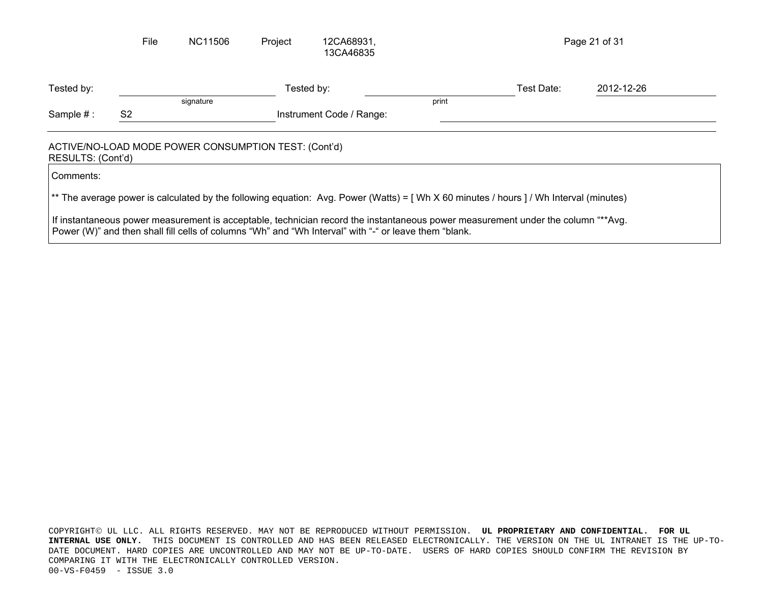| Tested by: | | Tested by: | | Test Date: | 2012-12-26 |
|---|---|---|---|---|---|
| | signature | | print | | |
| Sample # : | S2 | Instrument Code / Range: | | | |

ACTIVE/NO-LOAD MODE POWER CONSUMPTION TEST: (Cont'd)
RESULTS: (Cont'd)

Comments:

** The average power is calculated by the following equation: Avg. Power (Watts) = [ Wh X 60 minutes / hours ] / Wh Interval (minutes)

If instantaneous power measurement is acceptable, technician record the instantaneous power measurement under the column "**Avg. Power (W)" and then shall fill cells of columns "Wh" and "Wh Interval" with "-" or leave them "blank.

COPYRIGHT© UL LLC. ALL RIGHTS RESERVED. MAY NOT BE REPRODUCED WITHOUT PERMISSION. **UL PROPRIETARY AND CONFIDENTIAL. FOR UL INTERNAL USE ONLY.** THIS DOCUMENT IS CONTROLLED AND HAS BEEN RELEASED ELECTRONICALLY. THE VERSION ON THE UL INTRANET IS THE UP-TO-DATE DOCUMENT. HARD COPIES ARE UNCONTROLLED AND MAY NOT BE UP-TO-DATE. USERS OF HARD COPIES SHOULD CONFIRM THE REVISION BY COMPARING IT WITH THE ELECTRONICALLY CONTROLLED VERSION.
00-VS-F0459 - ISSUE 3.0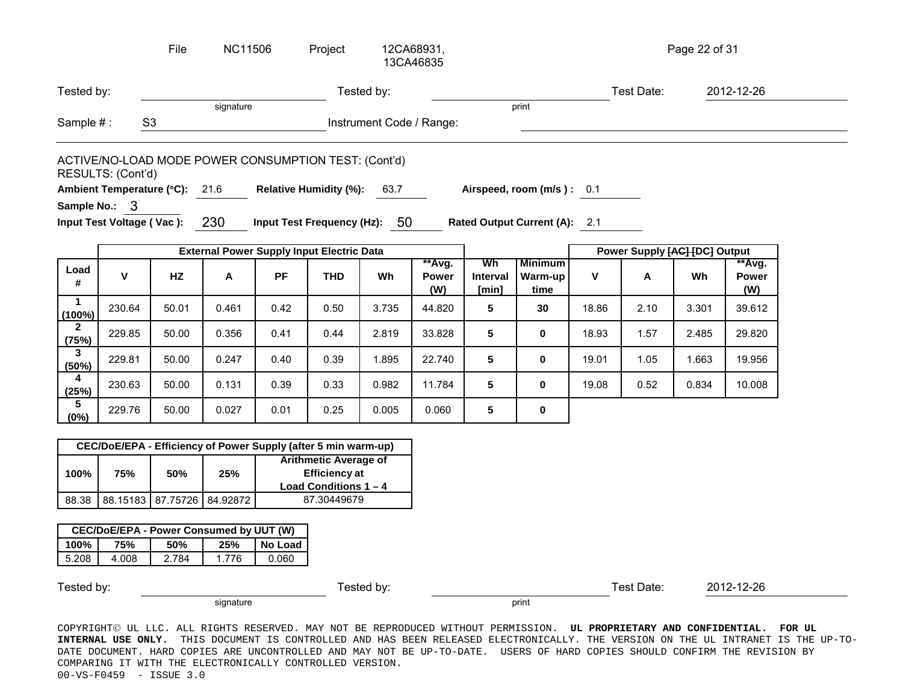File NC11506 Project 12CA68931, 13CA46835

Tested by: ______________ (signature) Tested by: ______________ (print) Test Date: 2012-12-26

Sample # : S3 Instrument Code / Range: ______________

ACTIVE/NO-LOAD MODE POWER CONSUMPTION TEST: (Cont'd)
RESULTS: (Cont'd)

**Ambient Temperature (°C):** 21.6 **Relative Humidity (%):** 63.7 **Airspeed, room (m/s ) :** 0.1

**Sample No.:** 3

**Input Test Voltage ( Vac ):** 230 **Input Test Frequency (Hz):** 50 **Rated Output Current (A):** 2.1

| | External Power Supply Input Electric Data | | | | | | | | | Power Supply ~~[AC]~~ [DC] Output | | | |
|---|---|---|---|---|---|---|---|---|---|---|---|---|---|
| **Load #** | **V** | **HZ** | **A** | **PF** | **THD** | **Wh** | **\*\*Avg. Power (W)** | **Wh Interval [min]** | **Minimum Warm-up time** | **V** | **A** | **Wh** | **\*\*Avg. Power (W)** |
| **1 (100%)** | 230.64 | 50.01 | 0.461 | 0.42 | 0.50 | 3.735 | 44.820 | **5** | **30** | 18.86 | 2.10 | 3.301 | 39.612 |
| **2 (75%)** | 229.85 | 50.00 | 0.356 | 0.41 | 0.44 | 2.819 | 33.828 | **5** | **0** | 18.93 | 1.57 | 2.485 | 29.820 |
| **3 (50%)** | 229.81 | 50.00 | 0.247 | 0.40 | 0.39 | 1.895 | 22.740 | **5** | **0** | 19.01 | 1.05 | 1.663 | 19.956 |
| **4 (25%)** | 230.63 | 50.00 | 0.131 | 0.39 | 0.33 | 0.982 | 11.784 | **5** | **0** | 19.08 | 0.52 | 0.834 | 10.008 |
| **5 (0%)** | 229.76 | 50.00 | 0.027 | 0.01 | 0.25 | 0.005 | 0.060 | **5** | **0** | | | | |

| CEC/DoE/EPA - Efficiency of Power Supply (after 5 min warm-up) | | | | |
|---|---|---|---|---|
| **100%** | **75%** | **50%** | **25%** | **Arithmetic Average of Efficiency at Load Conditions 1 – 4** |
| 88.38 | 88.15183 | 87.75726 | 84.92872 | 87.30449679 |

| CEC/DoE/EPA - Power Consumed by UUT (W) | | | | |
|---|---|---|---|---|
| **100%** | **75%** | **50%** | **25%** | **No Load** |
| 5.208 | 4.008 | 2.784 | 1.776 | 0.060 |

Tested by: ______________ (signature) Tested by: ______________ (print) Test Date: 2012-12-26

COPYRIGHT© UL LLC. ALL RIGHTS RESERVED. MAY NOT BE REPRODUCED WITHOUT PERMISSION. **UL PROPRIETARY AND CONFIDENTIAL. FOR UL INTERNAL USE ONLY.** THIS DOCUMENT IS CONTROLLED AND HAS BEEN RELEASED ELECTRONICALLY. THE VERSION ON THE UL INTRANET IS THE UP-TO-DATE DOCUMENT. HARD COPIES ARE UNCONTROLLED AND MAY NOT BE UP-TO-DATE. USERS OF HARD COPIES SHOULD CONFIRM THE REVISION BY COMPARING IT WITH THE ELECTRONICALLY CONTROLLED VERSION.
00-VS-F0459 - ISSUE 3.0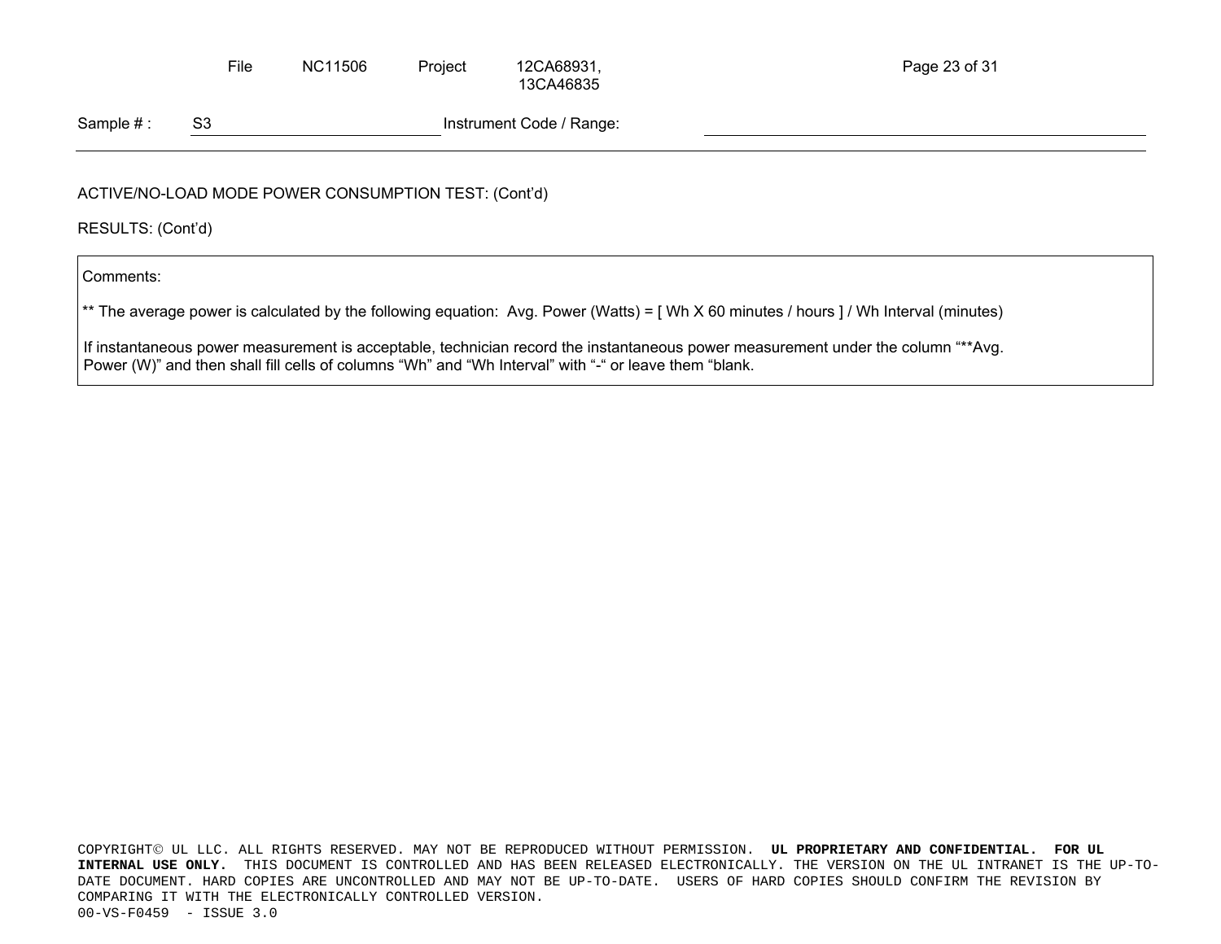Sample # : S3 Instrument Code / Range:

ACTIVE/NO-LOAD MODE POWER CONSUMPTION TEST: (Cont'd)

RESULTS: (Cont'd)

Comments:

** The average power is calculated by the following equation: Avg. Power (Watts) = [ Wh X 60 minutes / hours ] / Wh Interval (minutes)

If instantaneous power measurement is acceptable, technician record the instantaneous power measurement under the column "**Avg. Power (W)" and then shall fill cells of columns "Wh" and "Wh Interval" with "-" or leave them "blank.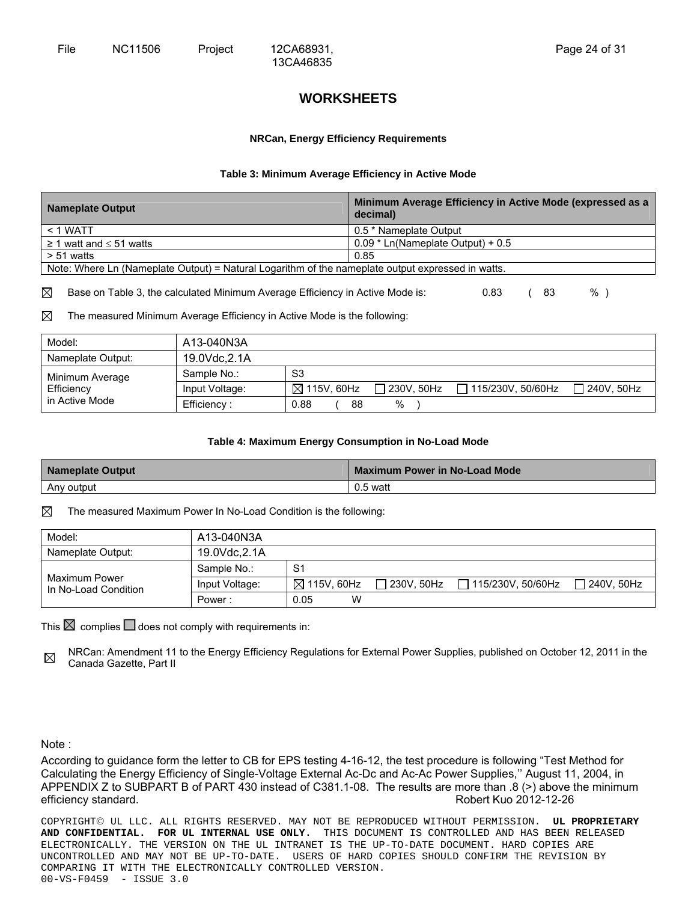# WORKSHEETS

### NRCan, Energy Efficiency Requirements

**Table 3: Minimum Average Efficiency in Active Mode**

| Nameplate Output | Minimum Average Efficiency in Active Mode (expressed as a decimal) |
|---|---|
| < 1 WATT | 0.5 * Nameplate Output |
| ≥ 1 watt and ≤ 51 watts | 0.09 * Ln(Nameplate Output) + 0.5 |
| > 51 watts | 0.85 |
| Note: Where Ln (Nameplate Output) = Natural Logarithm of the nameplate output expressed in watts. | |

☒ Base on Table 3, the calculated Minimum Average Efficiency in Active Mode is: 0.83 ( 83 % )

☒ The measured Minimum Average Efficiency in Active Mode is the following:

| Model: | A13-040N3A | |
|---|---|---|
| Nameplate Output: | 19.0Vdc,2.1A | |
| Minimum Average Efficiency in Active Mode | Sample No.: | S3 |
| | Input Voltage: | ☒ 115V, 60Hz ☐ 230V, 50Hz ☐ 115/230V, 50/60Hz ☐ 240V, 50Hz |
| | Efficiency : | 0.88 ( 88 % ) |

**Table 4: Maximum Energy Consumption in No-Load Mode**

| Nameplate Output | Maximum Power in No-Load Mode |
|---|---|
| Any output | 0.5 watt |

☒ The measured Maximum Power In No-Load Condition is the following:

| Model: | A13-040N3A | |
|---|---|---|
| Nameplate Output: | 19.0Vdc,2.1A | |
| Maximum Power In No-Load Condition | Sample No.: | S1 |
| | Input Voltage: | ☒ 115V, 60Hz ☐ 230V, 50Hz ☐ 115/230V, 50/60Hz ☐ 240V, 50Hz |
| | Power : | 0.05 W |

This ☒ complies ☐ does not comply with requirements in:

☒ NRCan: Amendment 11 to the Energy Efficiency Regulations for External Power Supplies, published on October 12, 2011 in the Canada Gazette, Part II

Note :

According to guidance form the letter to CB for EPS testing 4-16-12, the test procedure is following "Test Method for Calculating the Energy Efficiency of Single-Voltage External Ac-Dc and Ac-Ac Power Supplies," August 11, 2004, in APPENDIX Z to SUBPART B of PART 430 instead of C381.1-08. The results are more than .8 (>) above the minimum efficiency standard. Robert Kuo 2012-12-26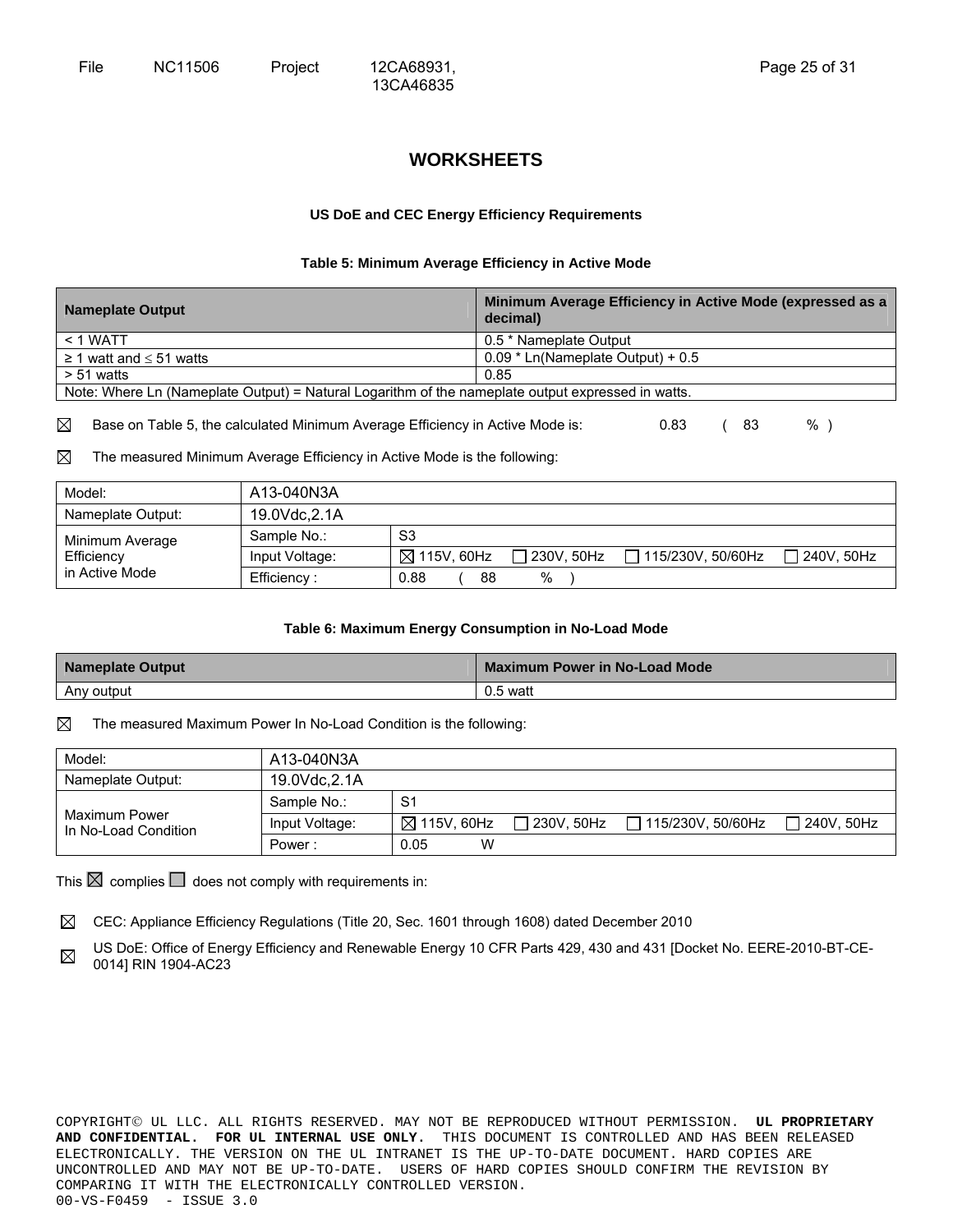# WORKSHEETS

### US DoE and CEC Energy Efficiency Requirements

**Table 5: Minimum Average Efficiency in Active Mode**

| Nameplate Output | Minimum Average Efficiency in Active Mode (expressed as a decimal) |
|---|---|
| < 1 WATT | 0.5 * Nameplate Output |
| ≥ 1 watt and ≤ 51 watts | 0.09 * Ln(Nameplate Output) + 0.5 |
| > 51 watts | 0.85 |
| Note: Where Ln (Nameplate Output) = Natural Logarithm of the nameplate output expressed in watts. | |

☒ Base on Table 5, the calculated Minimum Average Efficiency in Active Mode is: 0.83 ( 83 % )

☒ The measured Minimum Average Efficiency in Active Mode is the following:

| Model: | A13-040N3A | |
|---|---|---|
| Nameplate Output: | 19.0Vdc,2.1A | |
| Minimum Average Efficiency in Active Mode | Sample No.: | S3 |
| | Input Voltage: | ☒ 115V, 60Hz ☐ 230V, 50Hz ☐ 115/230V, 50/60Hz ☐ 240V, 50Hz |
| | Efficiency : | 0.88 ( 88 % ) |

**Table 6: Maximum Energy Consumption in No-Load Mode**

| Nameplate Output | Maximum Power in No-Load Mode |
|---|---|
| Any output | 0.5 watt |

☒ The measured Maximum Power In No-Load Condition is the following:

| Model: | A13-040N3A | |
|---|---|---|
| Nameplate Output: | 19.0Vdc,2.1A | |
| Maximum Power In No-Load Condition | Sample No.: | S1 |
| | Input Voltage: | ☒ 115V, 60Hz ☐ 230V, 50Hz ☐ 115/230V, 50/60Hz ☐ 240V, 50Hz |
| | Power : | 0.05 W |

This ☒ complies ☐ does not comply with requirements in:

☒ CEC: Appliance Efficiency Regulations (Title 20, Sec. 1601 through 1608) dated December 2010

☒ US DoE: Office of Energy Efficiency and Renewable Energy 10 CFR Parts 429, 430 and 431 [Docket No. EERE-2010-BT-CE-0014] RIN 1904-AC23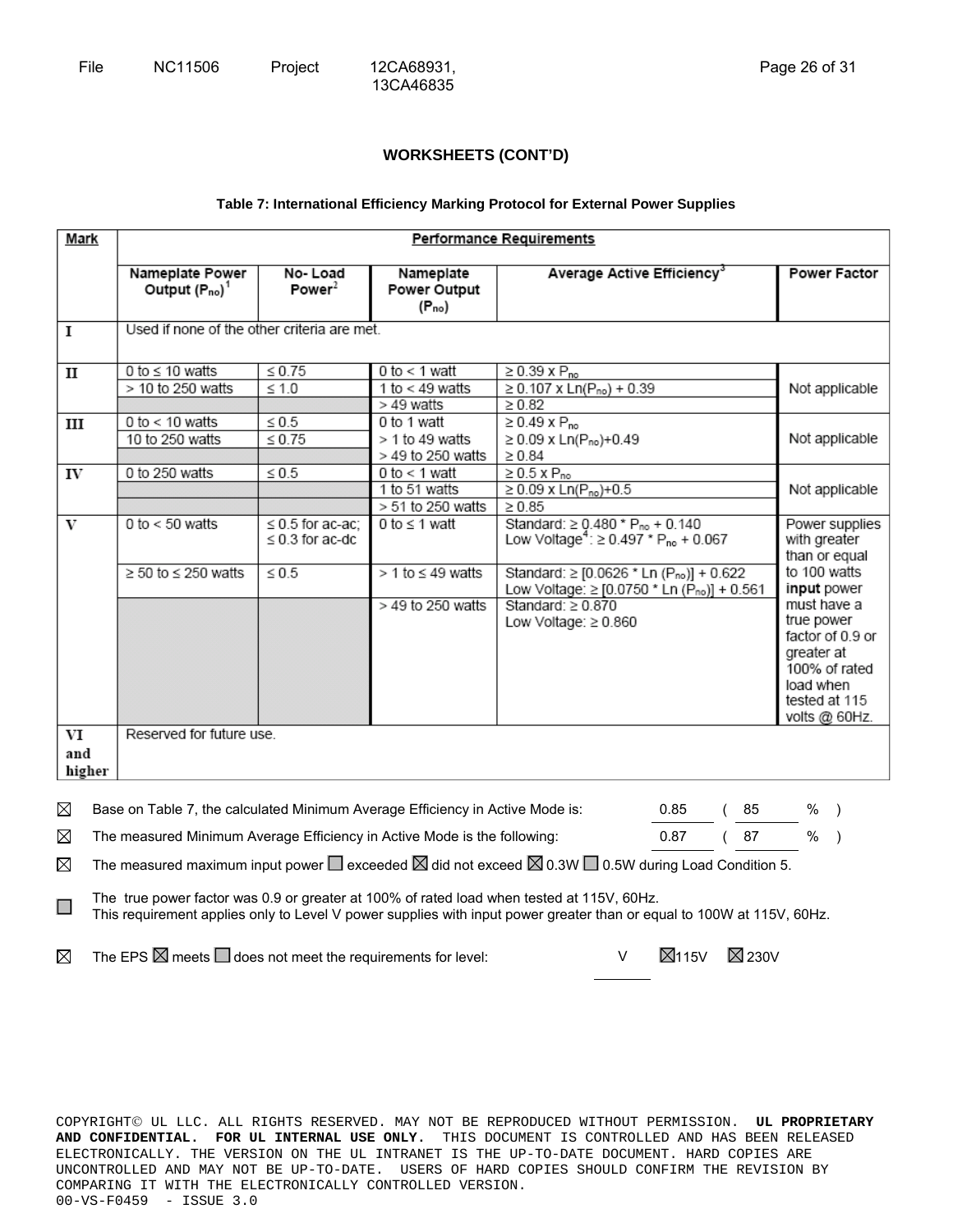## WORKSHEETS (CONT'D)

**Table 7: International Efficiency Marking Protocol for External Power Supplies**

| Mark | Performance Requirements | | | | |
|---|---|---|---|---|---|
| | Nameplate Power Output ($P_{no}$)[1] | No- Load Power[2] | Nameplate Power Output ($P_{no}$) | Average Active Efficiency[3] | Power Factor |
| I | Used if none of the other criteria are met. | | | | |
| II | 0 to ≤ 10 watts | ≤ 0.75 | 0 to < 1 watt | ≥ 0.39 x $P_{no}$ | Not applicable |
| | > 10 to 250 watts | ≤ 1.0 | 1 to < 49 watts | ≥ 0.107 x Ln($P_{no}$) + 0.39 | |
| | | | > 49 watts | ≥ 0.82 | |
| III | 0 to < 10 watts | ≤ 0.5 | 0 to 1 watt | ≥ 0.49 x $P_{no}$ | Not applicable |
| | 10 to 250 watts | ≤ 0.75 | > 1 to 49 watts | ≥ 0.09 x Ln($P_{no}$)+0.49 | |
| | | | > 49 to 250 watts | ≥ 0.84 | |
| IV | 0 to 250 watts | ≤ 0.5 | 0 to < 1 watt | ≥ 0.5 x $P_{no}$ | Not applicable |
| | | | 1 to 51 watts | ≥ 0.09 x Ln($P_{no}$)+0.5 | |
| | | | > 51 to 250 watts | ≥ 0.85 | |
| V | 0 to < 50 watts | ≤ 0.5 for ac-ac; ≤ 0.3 for ac-dc | 0 to ≤ 1 watt | Standard: ≥ 0.480 * $P_{no}$ + 0.140<br>Low Voltage[4]: ≥ 0.497 * $P_{no}$ + 0.067 | Power supplies with greater than or equal to 100 watts **input** power must have a true power factor of 0.9 or greater at 100% of rated load when tested at 115 volts @ 60Hz. |
| | ≥ 50 to ≤ 250 watts | ≤ 0.5 | > 1 to ≤ 49 watts | Standard: ≥ [0.0626 * Ln ($P_{no}$)] + 0.622<br>Low Voltage: ≥ [0.0750 * Ln ($P_{no}$)] + 0.561 | |
| | | | > 49 to 250 watts | Standard: ≥ 0.870<br>Low Voltage: ≥ 0.860 | |
| VI and higher | Reserved for future use. | | | | |

☒ Base on Table 7, the calculated Minimum Average Efficiency in Active Mode is: 0.85 ( 85 % )

☒ The measured Minimum Average Efficiency in Active Mode is the following: 0.87 ( 87 % )

☒ The measured maximum input power ☐ exceeded ☒ did not exceed ☒ 0.3W ☐ 0.5W during Load Condition 5.

☐ The true power factor was 0.9 or greater at 100% of rated load when tested at 115V, 60Hz.
This requirement applies only to Level V power supplies with input power greater than or equal to 100W at 115V, 60Hz.

☒ The EPS ☒ meets ☐ does not meet the requirements for level: V ☒115V ☒ 230V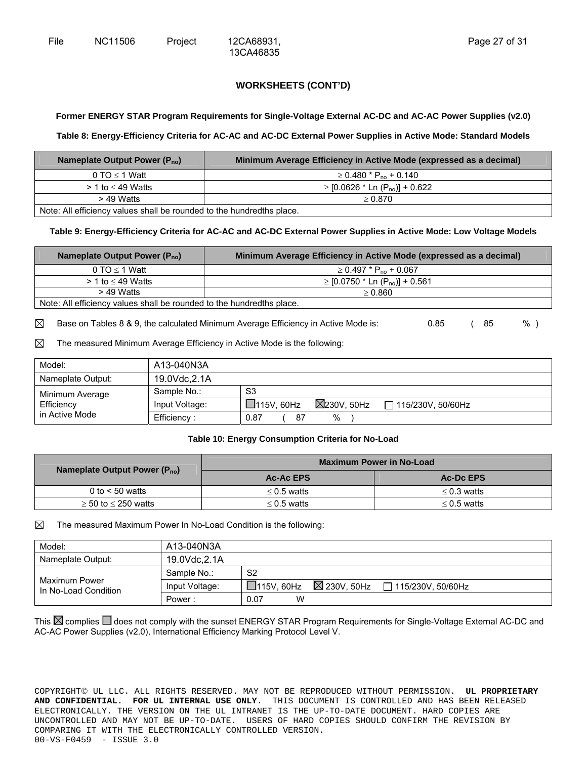## WORKSHEETS (CONT'D)

**Former ENERGY STAR Program Requirements for Single-Voltage External AC-DC and AC-AC Power Supplies (v2.0)**

**Table 8: Energy-Efficiency Criteria for AC-AC and AC-DC External Power Supplies in Active Mode: Standard Models**

| Nameplate Output Power ($P_{no}$) | Minimum Average Efficiency in Active Mode (expressed as a decimal) |
|---|---|
| 0 TO ≤ 1 Watt | ≥ 0.480 * $P_{no}$ + 0.140 |
| > 1 to ≤ 49 Watts | ≥ [0.0626 * Ln ($P_{no}$)] + 0.622 |
| > 49 Watts | ≥ 0.870 |
| Note: All efficiency values shall be rounded to the hundredths place. | |

**Table 9: Energy-Efficiency Criteria for AC-AC and AC-DC External Power Supplies in Active Mode: Low Voltage Models**

| Nameplate Output Power ($P_{no}$) | Minimum Average Efficiency in Active Mode (expressed as a decimal) |
|---|---|
| 0 TO ≤ 1 Watt | ≥ 0.497 * $P_{no}$ + 0.067 |
| > 1 to ≤ 49 Watts | ≥ [0.0750 * Ln ($P_{no}$)] + 0.561 |
| > 49 Watts | ≥ 0.860 |
| Note: All efficiency values shall be rounded to the hundredths place. | |

☒ Base on Tables 8 & 9, the calculated Minimum Average Efficiency in Active Mode is: 0.85 ( 85 % )

☒ The measured Minimum Average Efficiency in Active Mode is the following:

| Model: | A13-040N3A | |
|---|---|---|
| Nameplate Output: | 19.0Vdc,2.1A | |
| Minimum Average Efficiency in Active Mode | Sample No.: | S3 |
| | Input Voltage: | ☐115V, 60Hz ☒230V, 50Hz ☐ 115/230V, 50/60Hz |
| | Efficiency : | 0.87 ( 87 % ) |

**Table 10: Energy Consumption Criteria for No-Load**

| Nameplate Output Power ($P_{no}$) | Maximum Power in No-Load | |
|---|---|---|
| | Ac-Ac EPS | Ac-Dc EPS |
| 0 to < 50 watts | ≤ 0.5 watts | ≤ 0.3 watts |
| ≥ 50 to ≤ 250 watts | ≤ 0.5 watts | ≤ 0.5 watts |

☒ The measured Maximum Power In No-Load Condition is the following:

| Model: | A13-040N3A | |
|---|---|---|
| Nameplate Output: | 19.0Vdc,2.1A | |
| Maximum Power In No-Load Condition | Sample No.: | S2 |
| | Input Voltage: | ☐115V, 60Hz ☒ 230V, 50Hz ☐ 115/230V, 50/60Hz |
| | Power : | 0.07 W |

This ☒ complies ☐ does not comply with the sunset ENERGY STAR Program Requirements for Single-Voltage External AC-DC and AC-AC Power Supplies (v2.0), International Efficiency Marking Protocol Level V.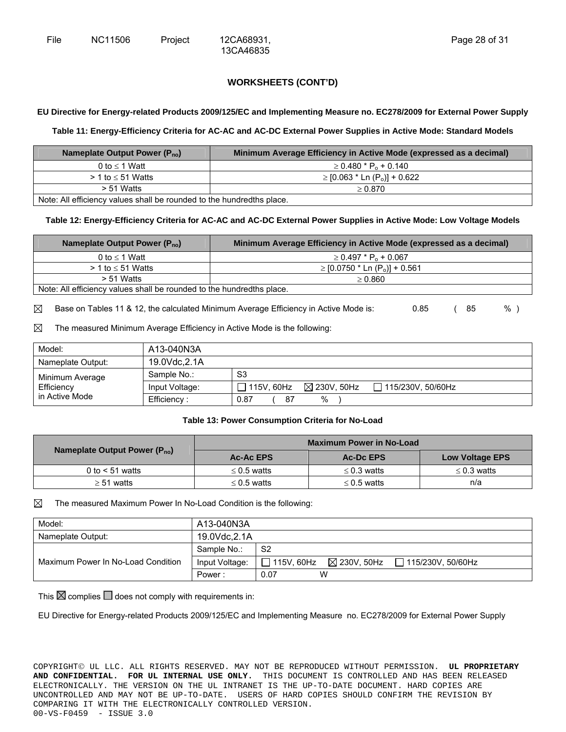## WORKSHEETS (CONT'D)

**EU Directive for Energy-related Products 2009/125/EC and Implementing Measure no. EC278/2009 for External Power Supply**

**Table 11: Energy-Efficiency Criteria for AC-AC and AC-DC External Power Supplies in Active Mode: Standard Models**

| Nameplate Output Power ($P_{no}$) | Minimum Average Efficiency in Active Mode (expressed as a decimal) |
|---|---|
| 0 to ≤ 1 Watt | ≥ 0.480 * $P_o$ + 0.140 |
| > 1 to ≤ 51 Watts | ≥ [0.063 * Ln ($P_o$)] + 0.622 |
| > 51 Watts | ≥ 0.870 |
| Note: All efficiency values shall be rounded to the hundredths place. | |

**Table 12: Energy-Efficiency Criteria for AC-AC and AC-DC External Power Supplies in Active Mode: Low Voltage Models**

| Nameplate Output Power ($P_{no}$) | Minimum Average Efficiency in Active Mode (expressed as a decimal) |
|---|---|
| 0 to ≤ 1 Watt | ≥ 0.497 * $P_o$ + 0.067 |
| > 1 to ≤ 51 Watts | ≥ [0.0750 * Ln ($P_o$)] + 0.561 |
| > 51 Watts | ≥ 0.860 |
| Note: All efficiency values shall be rounded to the hundredths place. | |

☒ Base on Tables 11 & 12, the calculated Minimum Average Efficiency in Active Mode is: 0.85 ( 85 % )

☒ The measured Minimum Average Efficiency in Active Mode is the following:

| Model: | A13-040N3A | |
|---|---|---|
| Nameplate Output: | 19.0Vdc,2.1A | |
| Minimum Average Efficiency in Active Mode | Sample No.: | S3 |
| | Input Voltage: | ☐ 115V, 60Hz ☒ 230V, 50Hz ☐ 115/230V, 50/60Hz |
| | Efficiency : | 0.87 ( 87 % ) |

**Table 13: Power Consumption Criteria for No-Load**

| Nameplate Output Power ($P_{no}$) | Maximum Power in No-Load | | |
|---|---|---|---|
| | Ac-Ac EPS | Ac-Dc EPS | Low Voltage EPS |
| 0 to < 51 watts | ≤ 0.5 watts | ≤ 0.3 watts | ≤ 0.3 watts |
| ≥ 51 watts | ≤ 0.5 watts | ≤ 0.5 watts | n/a |

☒ The measured Maximum Power In No-Load Condition is the following:

| Model: | A13-040N3A | |
|---|---|---|
| Nameplate Output: | 19.0Vdc,2.1A | |
| Maximum Power In No-Load Condition | Sample No.: | S2 |
| | Input Voltage: | ☐ 115V, 60Hz ☒ 230V, 50Hz ☐ 115/230V, 50/60Hz |
| | Power : | 0.07 W |

This ☒ complies ☐ does not comply with requirements in:

EU Directive for Energy-related Products 2009/125/EC and Implementing Measure no. EC278/2009 for External Power Supply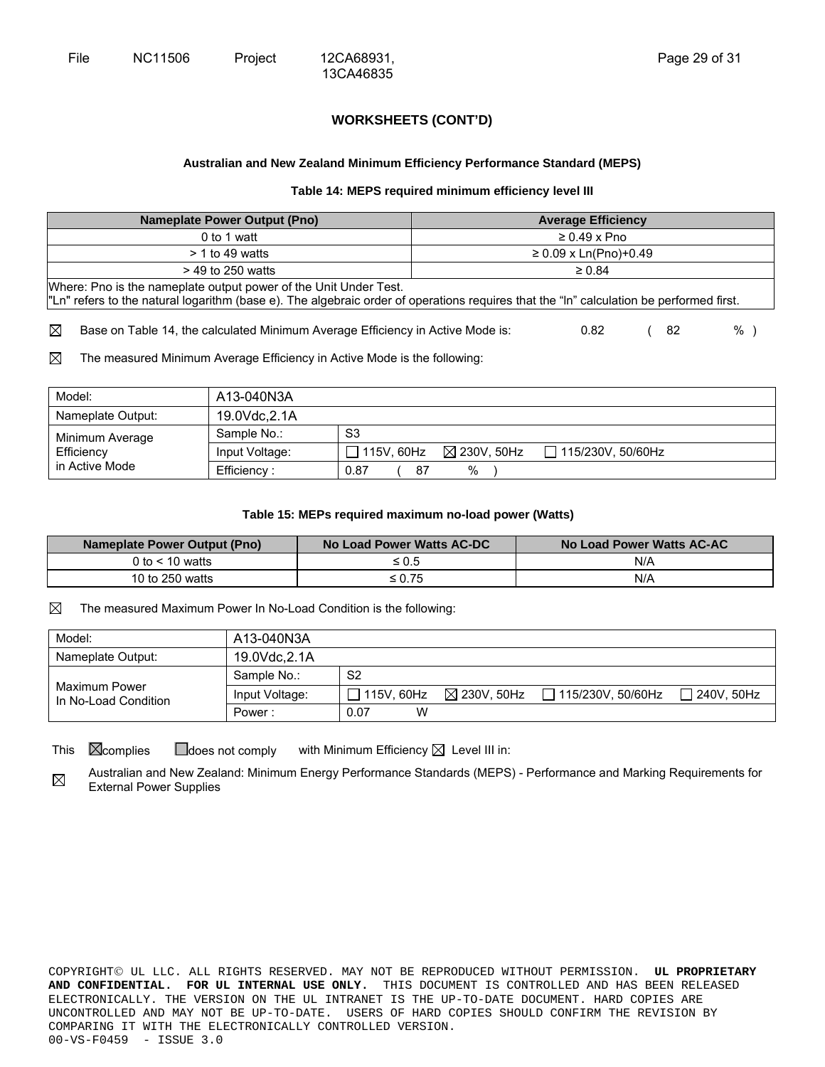## WORKSHEETS (CONT'D)

### Australian and New Zealand Minimum Efficiency Performance Standard (MEPS)

**Table 14: MEPS required minimum efficiency level III**

| Nameplate Power Output (Pno) | Average Efficiency |
|---|---|
| 0 to 1 watt | ≥ 0.49 x Pno |
| > 1 to 49 watts | ≥ 0.09 x Ln(Pno)+0.49 |
| > 49 to 250 watts | ≥ 0.84 |
| Where: Pno is the nameplate output power of the Unit Under Test.<br>"Ln" refers to the natural logarithm (base e). The algebraic order of operations requires that the "ln" calculation be performed first. | |

☒ Base on Table 14, the calculated Minimum Average Efficiency in Active Mode is: 0.82 ( 82 % )

☒ The measured Minimum Average Efficiency in Active Mode is the following:

| Model: | A13-040N3A | |
|---|---|---|
| Nameplate Output: | 19.0Vdc,2.1A | |
| Minimum Average Efficiency in Active Mode | Sample No.: | S3 |
| | Input Voltage: | ☐ 115V, 60Hz ☒ 230V, 50Hz ☐ 115/230V, 50/60Hz |
| | Efficiency : | 0.87 ( 87 % ) |

**Table 15: MEPs required maximum no-load power (Watts)**

| Nameplate Power Output (Pno) | No Load Power Watts AC-DC | No Load Power Watts AC-AC |
|---|---|---|
| 0 to < 10 watts | ≤ 0.5 | N/A |
| 10 to 250 watts | ≤ 0.75 | N/A |

☒ The measured Maximum Power In No-Load Condition is the following:

| Model: | A13-040N3A | |
|---|---|---|
| Nameplate Output: | 19.0Vdc,2.1A | |
| Maximum Power In No-Load Condition | Sample No.: | S2 |
| | Input Voltage: | ☐ 115V, 60Hz ☒ 230V, 50Hz ☐ 115/230V, 50/60Hz ☐ 240V, 50Hz |
| | Power : | 0.07 W |

This ☒complies ☐does not comply with Minimum Efficiency ☒ Level III in:

☒ Australian and New Zealand: Minimum Energy Performance Standards (MEPS) - Performance and Marking Requirements for External Power Supplies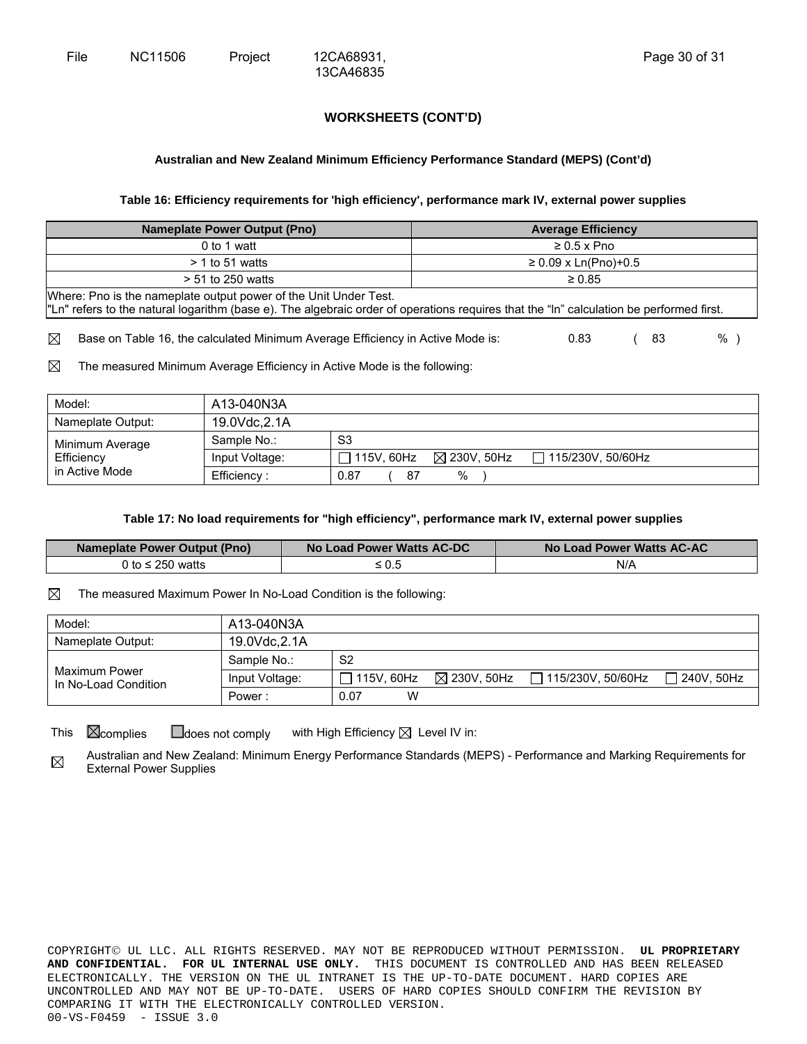**WORKSHEETS (CONT'D)**

**Australian and New Zealand Minimum Efficiency Performance Standard (MEPS) (Cont'd)**

**Table 16: Efficiency requirements for 'high efficiency', performance mark IV, external power supplies**

| Nameplate Power Output (Pno) | Average Efficiency |
|---|---|
| 0 to 1 watt | ≥ 0.5 x Pno |
| > 1 to 51 watts | ≥ 0.09 x Ln(Pno)+0.5 |
| > 51 to 250 watts | ≥ 0.85 |
| Where: Pno is the nameplate output power of the Unit Under Test. "Ln" refers to the natural logarithm (base e). The algebraic order of operations requires that the "ln" calculation be performed first. | |

☒ Base on Table 16, the calculated Minimum Average Efficiency in Active Mode is: 0.83 ( 83 % )

☒ The measured Minimum Average Efficiency in Active Mode is the following:

| Model: | A13-040N3A | |
|---|---|---|
| Nameplate Output: | 19.0Vdc,2.1A | |
| Minimum Average Efficiency in Active Mode | Sample No.: | S3 |
| | Input Voltage: | ☐ 115V, 60Hz ☒ 230V, 50Hz ☐ 115/230V, 50/60Hz |
| | Efficiency : | 0.87 ( 87 % ) |

**Table 17: No load requirements for "high efficiency", performance mark IV, external power supplies**

| Nameplate Power Output (Pno) | No Load Power Watts AC-DC | No Load Power Watts AC-AC |
|---|---|---|
| 0 to ≤ 250 watts | ≤ 0.5 | N/A |

☒ The measured Maximum Power In No-Load Condition is the following:

| Model: | A13-040N3A | |
|---|---|---|
| Nameplate Output: | 19.0Vdc,2.1A | |
| Maximum Power In No-Load Condition | Sample No.: | S2 |
| | Input Voltage: | ☐ 115V, 60Hz ☒ 230V, 50Hz ☐ 115/230V, 50/60Hz ☐ 240V, 50Hz |
| | Power : | 0.07 W |

This ☒complies ☐does not comply with High Efficiency ☒ Level IV in:

☒ Australian and New Zealand: Minimum Energy Performance Standards (MEPS) - Performance and Marking Requirements for External Power Supplies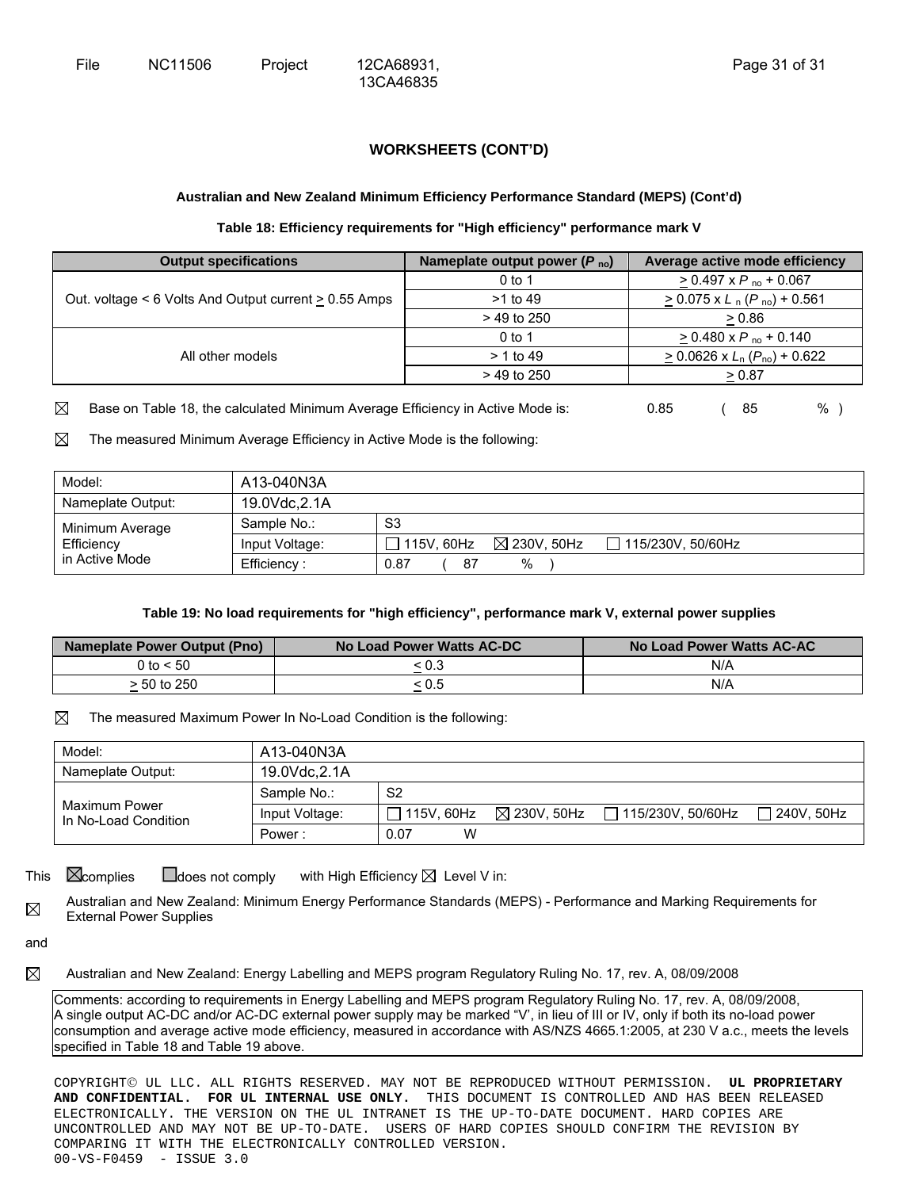## WORKSHEETS (CONT'D)

### Australian and New Zealand Minimum Efficiency Performance Standard (MEPS) (Cont'd)

**Table 18: Efficiency requirements for "High efficiency" performance mark V**

| Output specifications | Nameplate output power ($P_{no}$) | Average active mode efficiency |
|---|---|---|
| Out. voltage < 6 Volts And Output current ≥ 0.55 Amps | 0 to 1 | ≥ 0.497 x $P_{no}$ + 0.067 |
| | >1 to 49 | ≥ 0.075 x $L_n$ ($P_{no}$) + 0.561 |
| | > 49 to 250 | ≥ 0.86 |
| All other models | 0 to 1 | ≥ 0.480 x $P_{no}$ + 0.140 |
| | > 1 to 49 | ≥ 0.0626 x $L_n$ ($P_{no}$) + 0.622 |
| | > 49 to 250 | ≥ 0.87 |

☒ Base on Table 18, the calculated Minimum Average Efficiency in Active Mode is: 0.85 ( 85 % )

☒ The measured Minimum Average Efficiency in Active Mode is the following:

| | | |
|---|---|---|
| Model: | A13-040N3A | |
| Nameplate Output: | 19.0Vdc,2.1A | |
| Minimum Average Efficiency in Active Mode | Sample No.: | S3 |
| | Input Voltage: | ☐ 115V, 60Hz ☒ 230V, 50Hz ☐ 115/230V, 50/60Hz |
| | Efficiency : | 0.87 ( 87 % ) |

**Table 19: No load requirements for "high efficiency", performance mark V, external power supplies**

| Nameplate Power Output (Pno) | No Load Power Watts AC-DC | No Load Power Watts AC-AC |
|---|---|---|
| 0 to < 50 | ≤ 0.3 | N/A |
| ≥ 50 to 250 | ≤ 0.5 | N/A |

☒ The measured Maximum Power In No-Load Condition is the following:

| | | |
|---|---|---|
| Model: | A13-040N3A | |
| Nameplate Output: | 19.0Vdc,2.1A | |
| Maximum Power In No-Load Condition | Sample No.: | S2 |
| | Input Voltage: | ☐ 115V, 60Hz ☒ 230V, 50Hz ☐ 115/230V, 50/60Hz ☐ 240V, 50Hz |
| | Power : | 0.07 W |

This ☒complies ☐does not comply with High Efficiency ☒ Level V in:

☒ Australian and New Zealand: Minimum Energy Performance Standards (MEPS) - Performance and Marking Requirements for External Power Supplies

and

☒ Australian and New Zealand: Energy Labelling and MEPS program Regulatory Ruling No. 17, rev. A, 08/09/2008

| |
|---|
| Comments: according to requirements in Energy Labelling and MEPS program Regulatory Ruling No. 17, rev. A, 08/09/2008, A single output AC-DC and/or AC-DC external power supply may be marked "V', in lieu of III or IV, only if both its no-load power consumption and average active mode efficiency, measured in accordance with AS/NZS 4665.1:2005, at 230 V a.c., meets the levels specified in Table 18 and Table 19 above. |

COPYRIGHT© UL LLC. ALL RIGHTS RESERVED. MAY NOT BE REPRODUCED WITHOUT PERMISSION. **UL PROPRIETARY AND CONFIDENTIAL. FOR UL INTERNAL USE ONLY.** THIS DOCUMENT IS CONTROLLED AND HAS BEEN RELEASED ELECTRONICALLY. THE VERSION ON THE UL INTRANET IS THE UP-TO-DATE DOCUMENT. HARD COPIES ARE UNCONTROLLED AND MAY NOT BE UP-TO-DATE. USERS OF HARD COPIES SHOULD CONFIRM THE REVISION BY COMPARING IT WITH THE ELECTRONICALLY CONTROLLED VERSION.
00-VS-F0459 - ISSUE 3.0